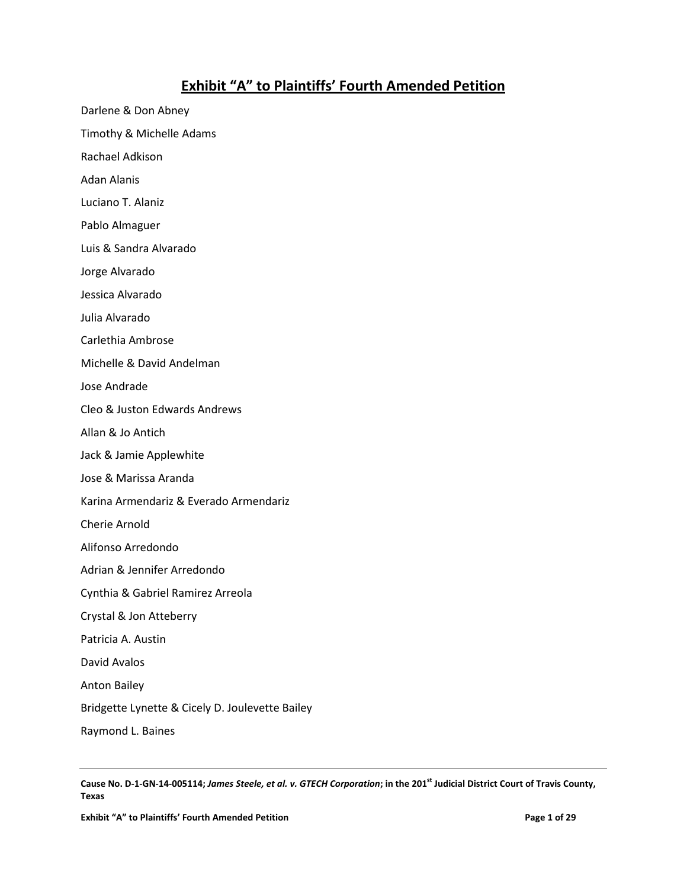# Exhibit “A” to Plaintiffs’ Fourth Amended Petition

Darlene & Don Abney

Timothy & Michelle Adams

Rachael Adkison

Adan Alanis

Luciano T. Alaniz

Pablo Almaguer

Luis & Sandra Alvarado

Jorge Alvarado

Jessica Alvarado

Julia Alvarado

Carlethia Ambrose

Michelle & David Andelman

Jose Andrade

Cleo & Juston Edwards Andrews

Allan & Jo Antich

Jack & Jamie Applewhite

Jose & Marissa Aranda

Karina Armendariz & Everado Armendariz

Cherie Arnold

Alifonso Arredondo

Adrian & Jennifer Arredondo

Cynthia & Gabriel Ramirez Arreola

Crystal & Jon Atteberry

Patricia A. Austin

David Avalos

Anton Bailey

Bridgette Lynette & Cicely D. Joulevette Bailey

Raymond L. Baines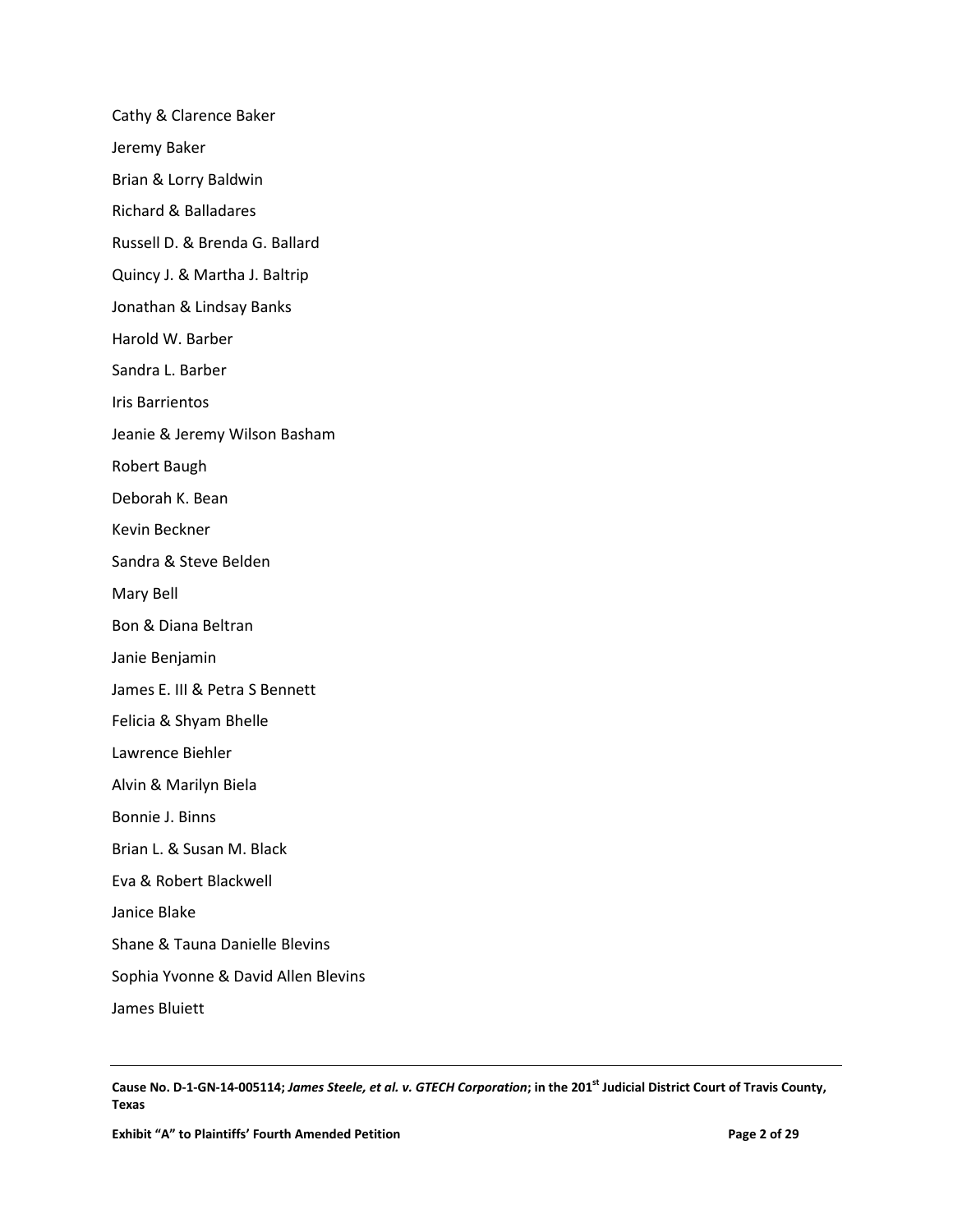Cathy & Clarence Baker

Jeremy Baker

Brian & Lorry Baldwin

Richard & Balladares

Russell D. & Brenda G. Ballard

Quincy J. & Martha J. Baltrip

Jonathan & Lindsay Banks

Harold W. Barber

Sandra L. Barber

Iris Barrientos

Jeanie & Jeremy Wilson Basham

Robert Baugh

Deborah K. Bean

Kevin Beckner

Sandra & Steve Belden

Mary Bell

Bon & Diana Beltran

Janie Benjamin

James E. III & Petra S Bennett

Felicia & Shyam Bhelle

Lawrence Biehler

Alvin & Marilyn Biela

Bonnie J. Binns

Brian L. & Susan M. Black

Eva & Robert Blackwell

Janice Blake

Shane & Tauna Danielle Blevins

Sophia Yvonne & David Allen Blevins

James Bluiett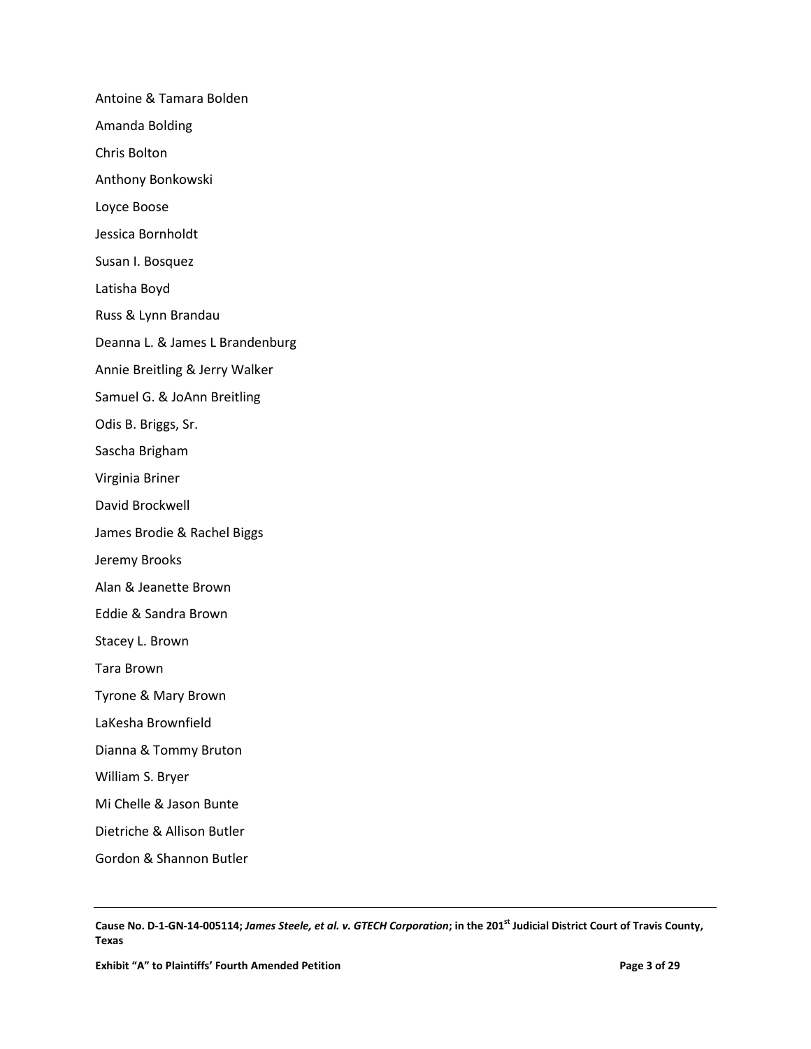Antoine & Tamara Bolden

Amanda Bolding

Chris Bolton

Anthony Bonkowski

Loyce Boose

Jessica Bornholdt

Susan I. Bosquez

Latisha Boyd

Russ & Lynn Brandau

Deanna L. & James L Brandenburg

Annie Breitling & Jerry Walker

Samuel G. & JoAnn Breitling

Odis B. Briggs, Sr.

Sascha Brigham

Virginia Briner

David Brockwell

James Brodie & Rachel Biggs

Jeremy Brooks

Alan & Jeanette Brown

Eddie & Sandra Brown

Stacey L. Brown

Tara Brown

Tyrone & Mary Brown

LaKesha Brownfield

Dianna & Tommy Bruton

William S. Bryer

Mi Chelle & Jason Bunte

Dietriche & Allison Butler

Gordon & Shannon Butler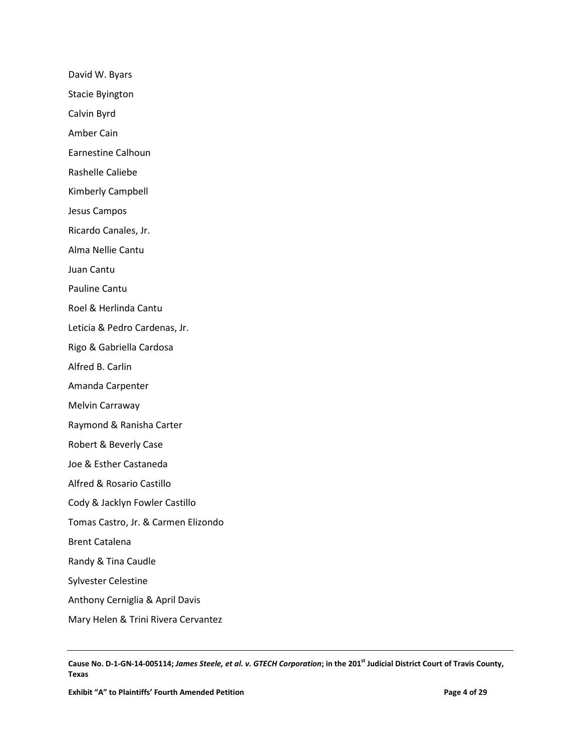David W. Byars

Stacie Byington

Calvin Byrd

Amber Cain

Earnestine Calhoun

Rashelle Caliebe

Kimberly Campbell

Jesus Campos

Ricardo Canales, Jr.

Alma Nellie Cantu

Juan Cantu

Pauline Cantu

Roel & Herlinda Cantu

Leticia & Pedro Cardenas, Jr.

Rigo & Gabriella Cardosa

Alfred B. Carlin

Amanda Carpenter

Melvin Carraway

Raymond & Ranisha Carter

Robert & Beverly Case

Joe & Esther Castaneda

Alfred & Rosario Castillo

Cody & Jacklyn Fowler Castillo

Tomas Castro, Jr. & Carmen Elizondo

Brent Catalena

Randy & Tina Caudle

Sylvester Celestine

Anthony Cerniglia & April Davis

Mary Helen & Trini Rivera Cervantez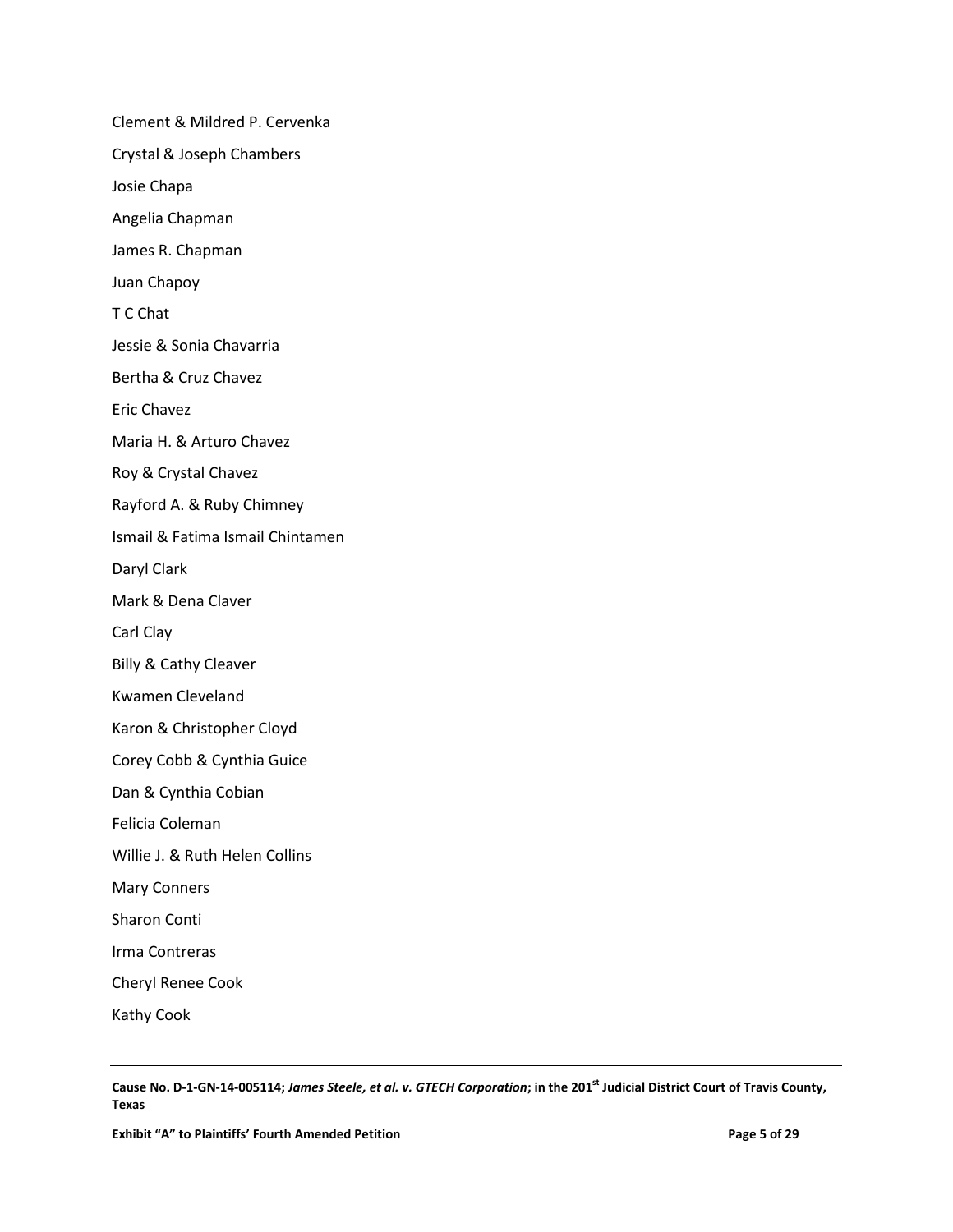Clement & Mildred P. Cervenka

Crystal & Joseph Chambers

Josie Chapa

Angelia Chapman

James R. Chapman

Juan Chapoy

T C Chat

Jessie & Sonia Chavarria

Bertha & Cruz Chavez

Eric Chavez

Maria H. & Arturo Chavez

Roy & Crystal Chavez

Rayford A. & Ruby Chimney

Ismail & Fatima Ismail Chintamen

Daryl Clark

Mark & Dena Claver

Carl Clay

Billy & Cathy Cleaver

Kwamen Cleveland

Karon & Christopher Cloyd

Corey Cobb & Cynthia Guice

Dan & Cynthia Cobian

Felicia Coleman

Willie J. & Ruth Helen Collins

Mary Conners

Sharon Conti

Irma Contreras

Cheryl Renee Cook

Kathy Cook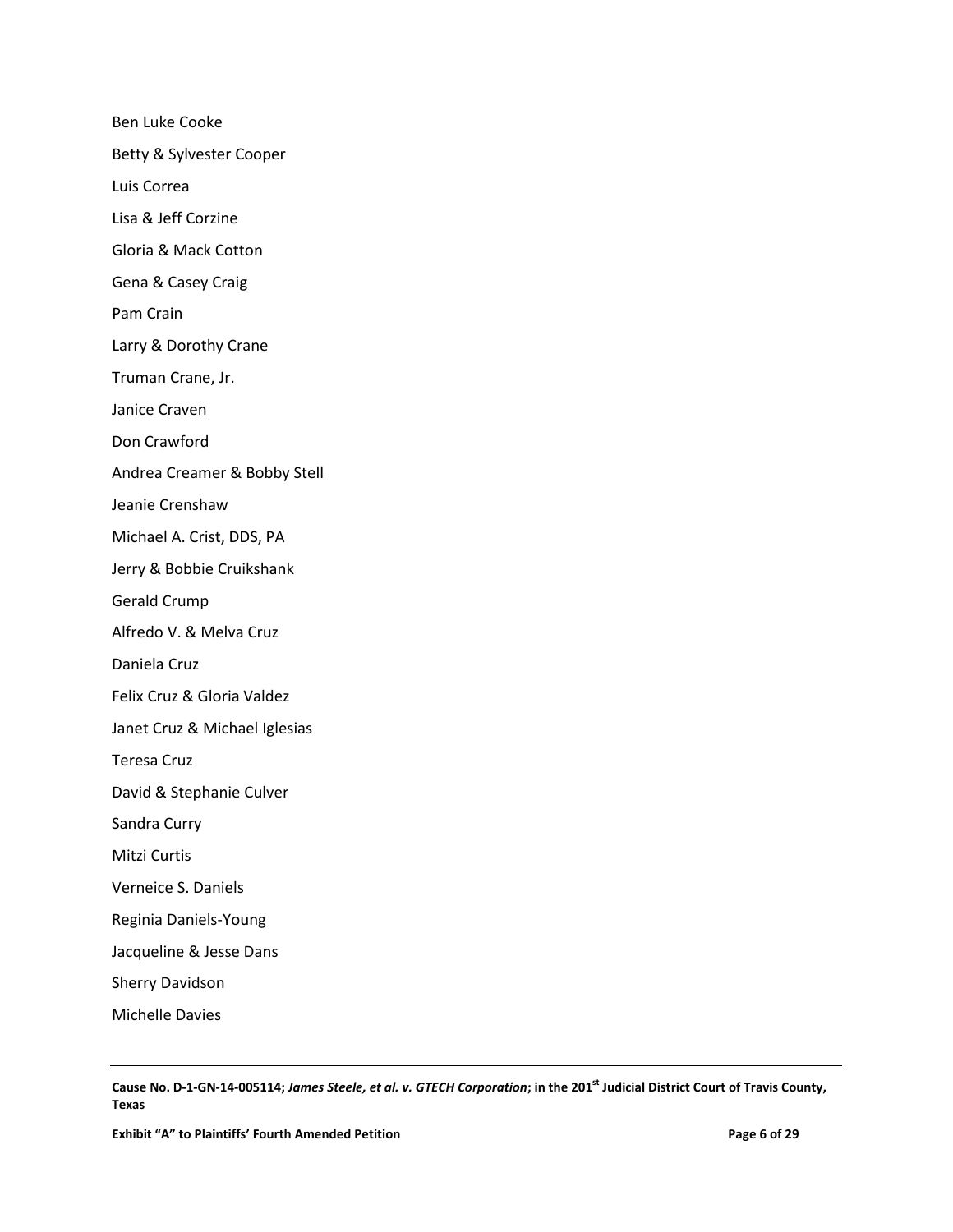Ben Luke Cooke

Betty & Sylvester Cooper

Luis Correa

Lisa & Jeff Corzine

Gloria & Mack Cotton

Gena & Casey Craig

Pam Crain

Larry & Dorothy Crane

Truman Crane, Jr.

Janice Craven

Don Crawford

Andrea Creamer & Bobby Stell

Jeanie Crenshaw

Michael A. Crist, DDS, PA

Jerry & Bobbie Cruikshank

Gerald Crump

Alfredo V. & Melva Cruz

Daniela Cruz

Felix Cruz & Gloria Valdez

Janet Cruz & Michael Iglesias

Teresa Cruz

David & Stephanie Culver

Sandra Curry

Mitzi Curtis

Verneice S. Daniels

Reginia Daniels-Young

Jacqueline & Jesse Dans

Sherry Davidson

Michelle Davies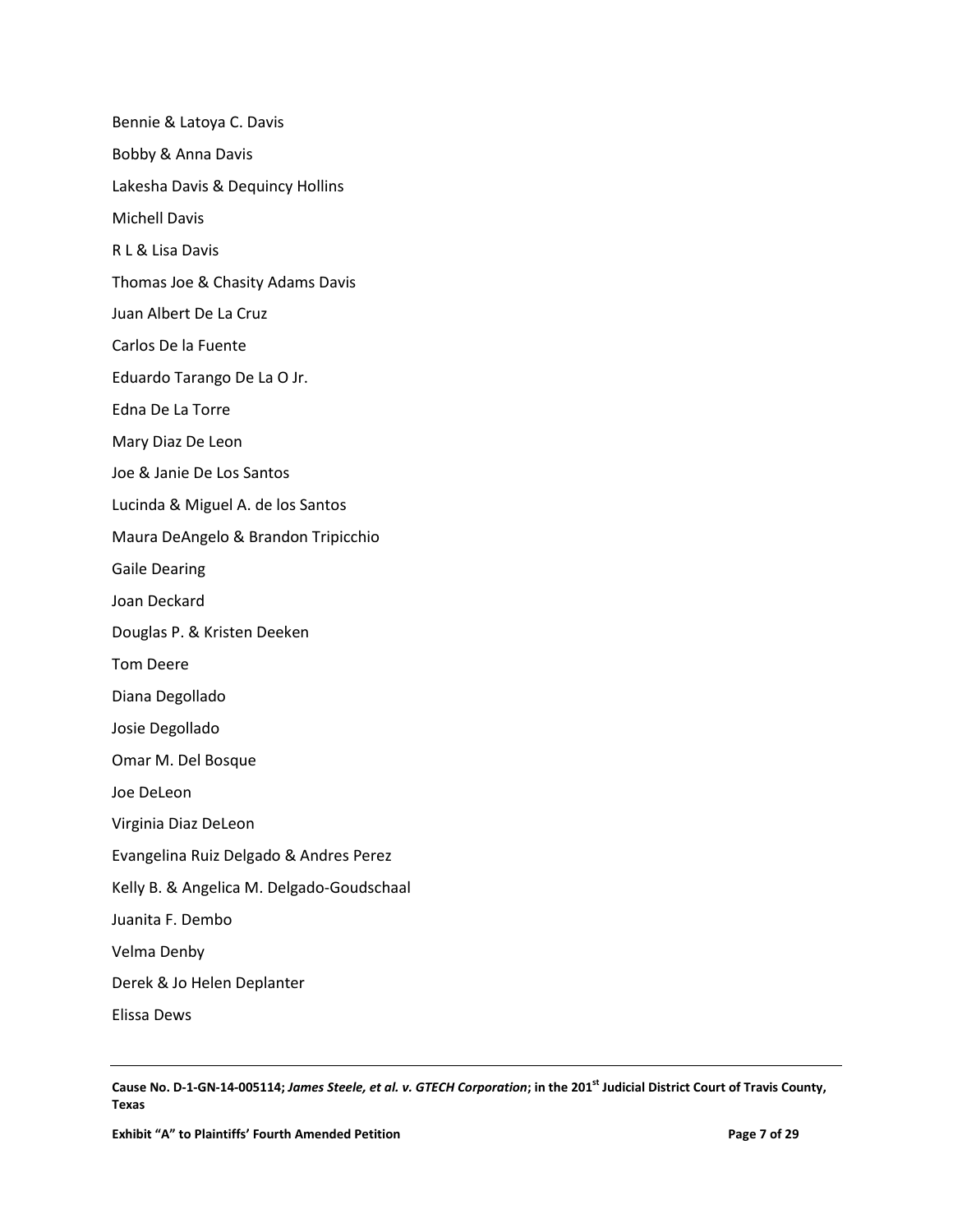Bennie & Latoya C. Davis

Bobby & Anna Davis

Lakesha Davis & Dequincy Hollins

Michell Davis

R L & Lisa Davis

Thomas Joe & Chasity Adams Davis

Juan Albert De La Cruz

Carlos De la Fuente

Eduardo Tarango De La O Jr.

Edna De La Torre

Mary Diaz De Leon

Joe & Janie De Los Santos

Lucinda & Miguel A. de los Santos

Maura DeAngelo & Brandon Tripicchio

Gaile Dearing

Joan Deckard

Douglas P. & Kristen Deeken

Tom Deere

Diana Degollado

Josie Degollado

Omar M. Del Bosque

Joe DeLeon

Virginia Diaz DeLeon

Evangelina Ruiz Delgado & Andres Perez

Kelly B. & Angelica M. Delgado-Goudschaal

Juanita F. Dembo

Velma Denby

Derek & Jo Helen Deplanter

Elissa Dews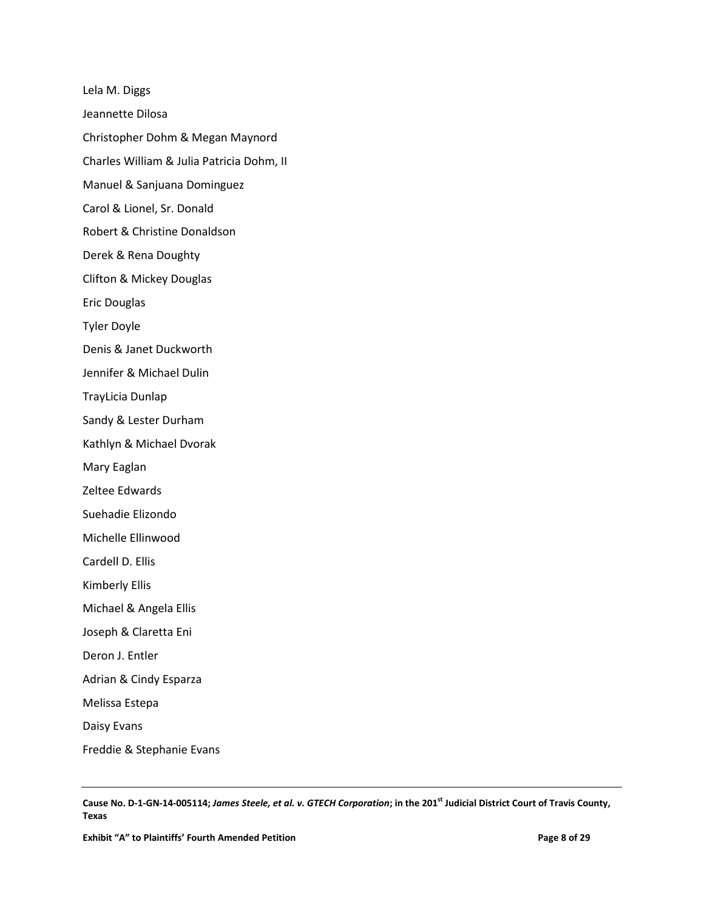Lela M. Diggs

Jeannette Dilosa

Christopher Dohm & Megan Maynord

Charles William & Julia Patricia Dohm, II

Manuel & Sanjuana Dominguez

Carol & Lionel, Sr. Donald

Robert & Christine Donaldson

Derek & Rena Doughty

Clifton & Mickey Douglas

Eric Douglas

Tyler Doyle

Denis & Janet Duckworth

Jennifer & Michael Dulin

TrayLicia Dunlap

Sandy & Lester Durham

Kathlyn & Michael Dvorak

Mary Eaglan

Zeltee Edwards

Suehadie Elizondo

Michelle Ellinwood

Cardell D. Ellis

Kimberly Ellis

Michael & Angela Ellis

Joseph & Claretta Eni

Deron J. Entler

Adrian & Cindy Esparza

Melissa Estepa

Daisy Evans

Freddie & Stephanie Evans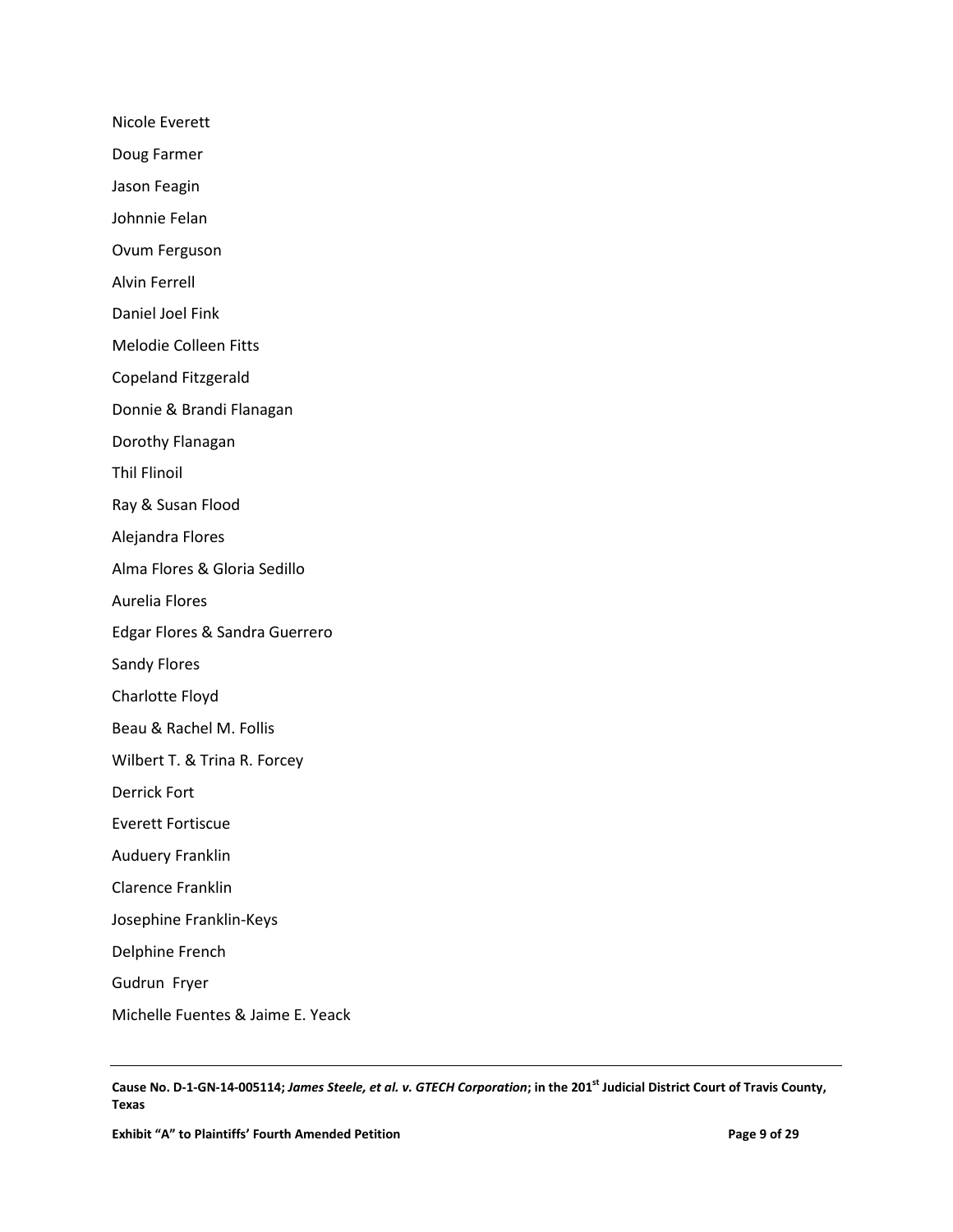Nicole Everett

Doug Farmer

Jason Feagin

Johnnie Felan

Ovum Ferguson

Alvin Ferrell

Daniel Joel Fink

Melodie Colleen Fitts

Copeland Fitzgerald

Donnie & Brandi Flanagan

Dorothy Flanagan

Thil Flinoil

Ray & Susan Flood

Alejandra Flores

Alma Flores & Gloria Sedillo

Aurelia Flores

Edgar Flores & Sandra Guerrero

Sandy Flores

Charlotte Floyd

Beau & Rachel M. Follis

Wilbert T. & Trina R. Forcey

Derrick Fort

Everett Fortiscue

Auduery Franklin

Clarence Franklin

Josephine Franklin-Keys

Delphine French

Gudrun Fryer

Michelle Fuentes & Jaime E. Yeack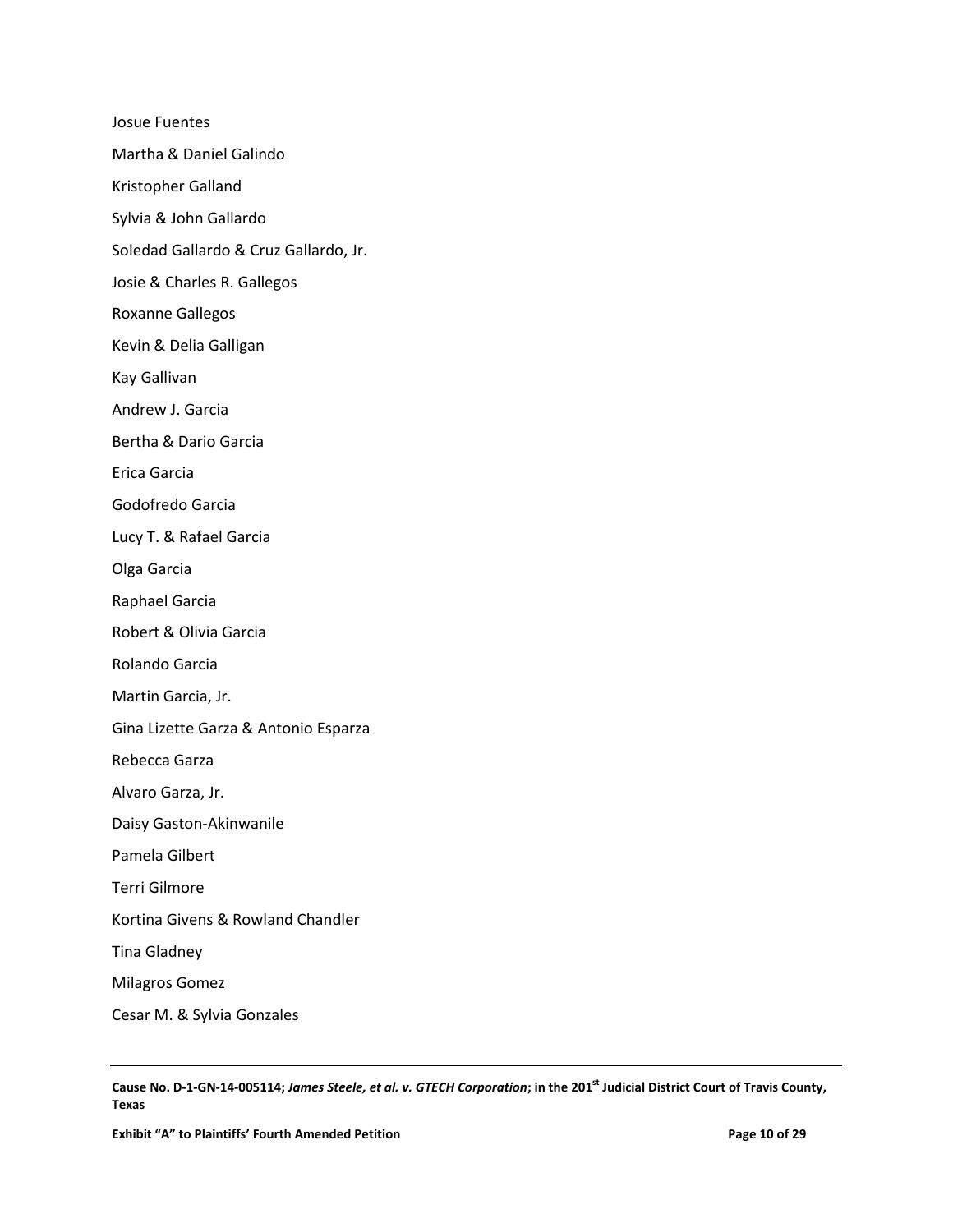Josue Fuentes

Martha & Daniel Galindo

Kristopher Galland

Sylvia & John Gallardo

Soledad Gallardo & Cruz Gallardo, Jr.

Josie & Charles R. Gallegos

Roxanne Gallegos

Kevin & Delia Galligan

Kay Gallivan

Andrew J. Garcia

Bertha & Dario Garcia

Erica Garcia

Godofredo Garcia

Lucy T. & Rafael Garcia

Olga Garcia

Raphael Garcia

Robert & Olivia Garcia

Rolando Garcia

Martin Garcia, Jr.

Gina Lizette Garza & Antonio Esparza

Rebecca Garza

Alvaro Garza, Jr.

Daisy Gaston-Akinwanile

Pamela Gilbert

Terri Gilmore

Kortina Givens & Rowland Chandler

Tina Gladney

Milagros Gomez

Cesar M. & Sylvia Gonzales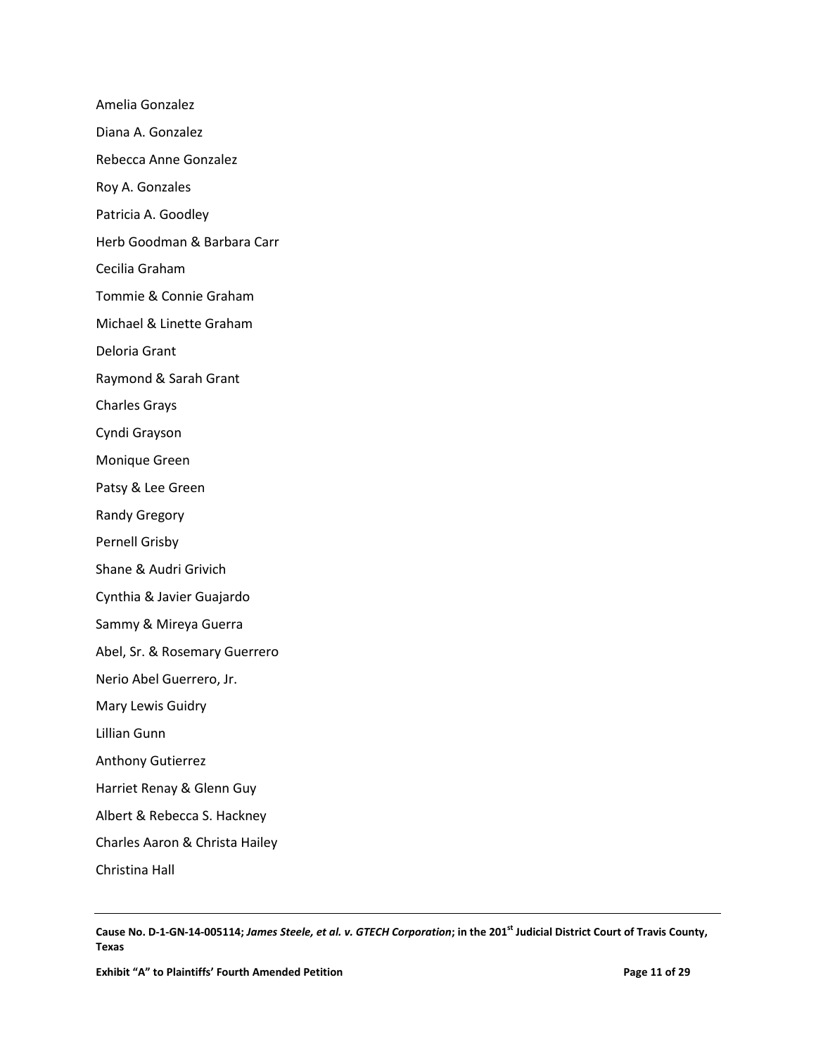Amelia Gonzalez

Diana A. Gonzalez

Rebecca Anne Gonzalez

Roy A. Gonzales

Patricia A. Goodley

Herb Goodman & Barbara Carr

Cecilia Graham

Tommie & Connie Graham

Michael & Linette Graham

Deloria Grant

Raymond & Sarah Grant

Charles Grays

Cyndi Grayson

Monique Green

Patsy & Lee Green

Randy Gregory

Pernell Grisby

Shane & Audri Grivich

Cynthia & Javier Guajardo

Sammy & Mireya Guerra

Abel, Sr. & Rosemary Guerrero

Nerio Abel Guerrero, Jr.

Mary Lewis Guidry

Lillian Gunn

Anthony Gutierrez

Harriet Renay & Glenn Guy

Albert & Rebecca S. Hackney

Charles Aaron & Christa Hailey

Christina Hall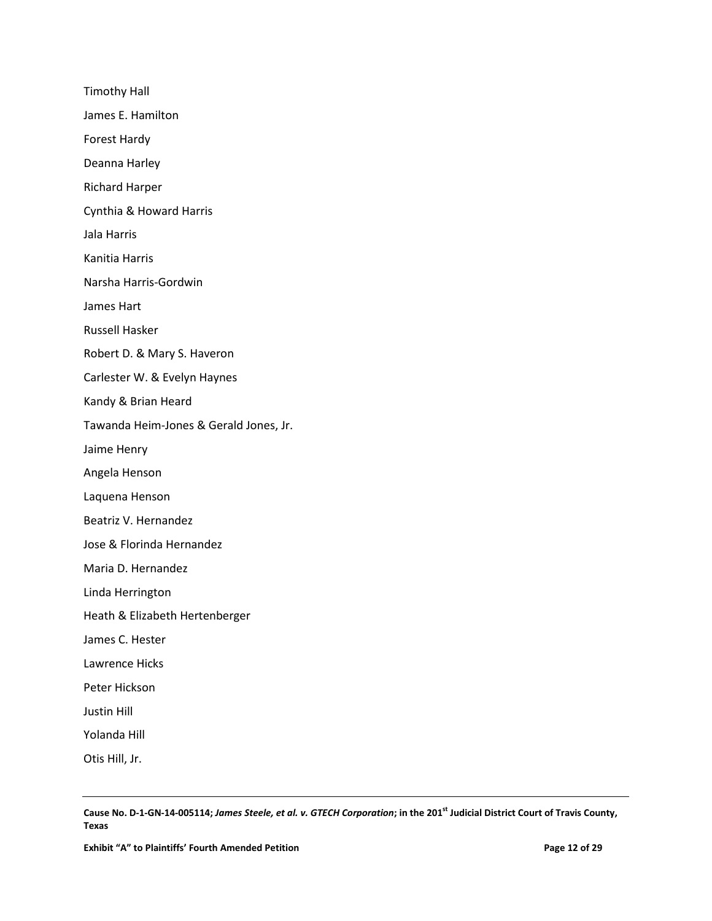Timothy Hall

James E. Hamilton

Forest Hardy

Deanna Harley

Richard Harper

Cynthia & Howard Harris

Jala Harris

Kanitia Harris

Narsha Harris-Gordwin

James Hart

Russell Hasker

Robert D. & Mary S. Haveron

Carlester W. & Evelyn Haynes

Kandy & Brian Heard

Tawanda Heim-Jones & Gerald Jones, Jr.

Jaime Henry

Angela Henson

Laquena Henson

Beatriz V. Hernandez

Jose & Florinda Hernandez

Maria D. Hernandez

Linda Herrington

Heath & Elizabeth Hertenberger

James C. Hester

Lawrence Hicks

Peter Hickson

Justin Hill

Yolanda Hill

Otis Hill, Jr.

---

**Cause No. D-1-GN-14-005114; *James Steele, et al. v. GTECH Corporation*; in the 201st Judicial District Court of Travis County, Texas**

**Exhibit "A" to Plaintiffs' Fourth Amended Petition**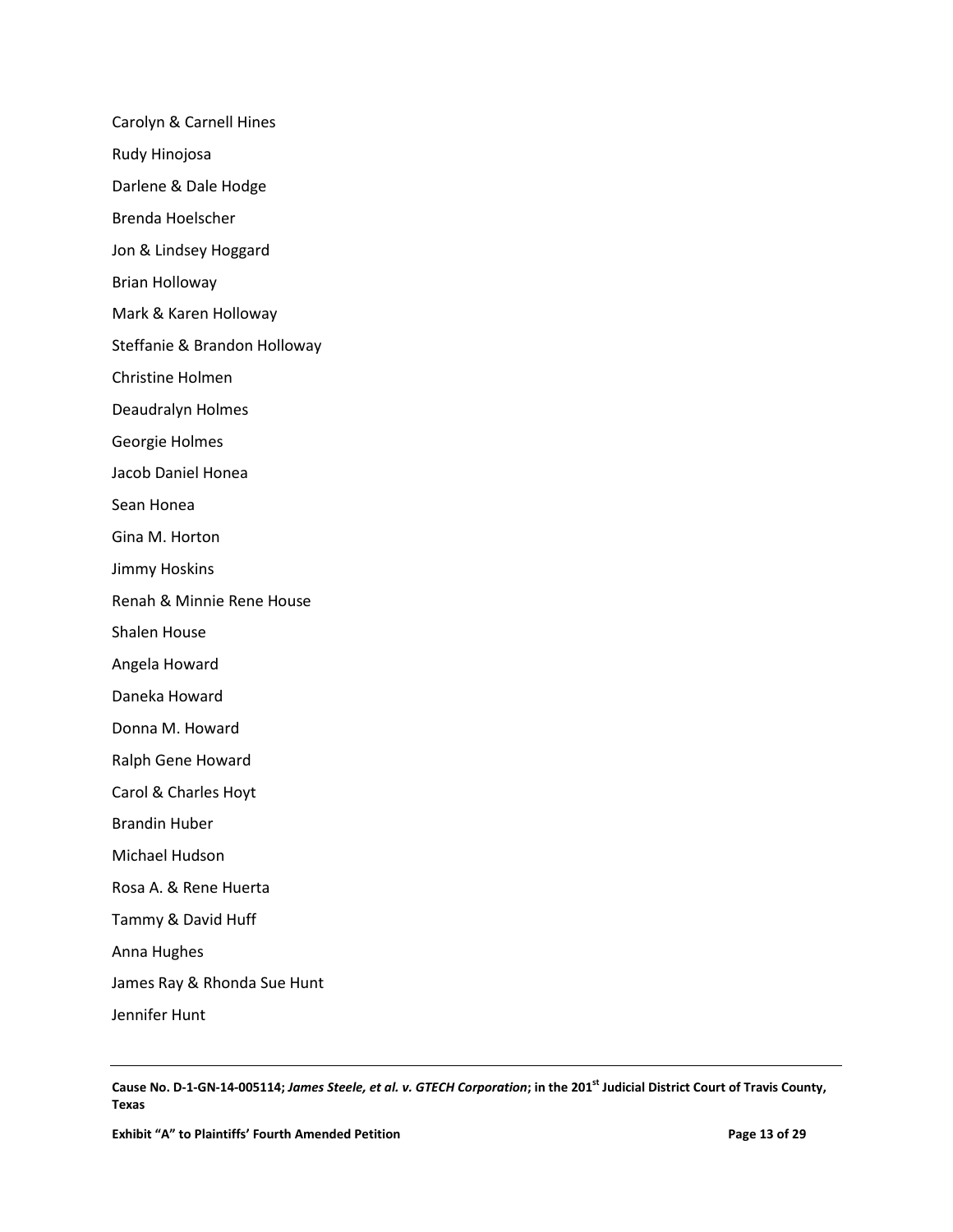Carolyn & Carnell Hines

Rudy Hinojosa

Darlene & Dale Hodge

Brenda Hoelscher

Jon & Lindsey Hoggard

Brian Holloway

Mark & Karen Holloway

Steffanie & Brandon Holloway

Christine Holmen

Deaudralyn Holmes

Georgie Holmes

Jacob Daniel Honea

Sean Honea

Gina M. Horton

Jimmy Hoskins

Renah & Minnie Rene House

Shalen House

Angela Howard

Daneka Howard

Donna M. Howard

Ralph Gene Howard

Carol & Charles Hoyt

Brandin Huber

Michael Hudson

Rosa A. & Rene Huerta

Tammy & David Huff

Anna Hughes

James Ray & Rhonda Sue Hunt

Jennifer Hunt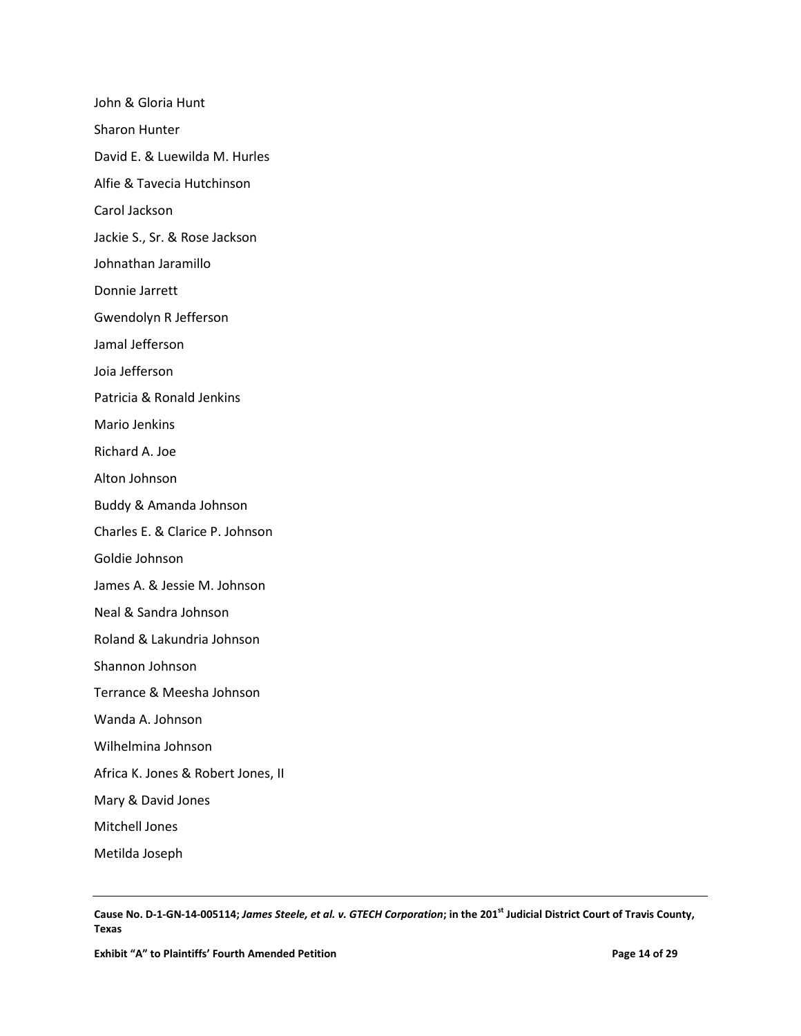John & Gloria Hunt

Sharon Hunter

David E. & Luewilda M. Hurles

Alfie & Tavecia Hutchinson

Carol Jackson

Jackie S., Sr. & Rose Jackson

Johnathan Jaramillo

Donnie Jarrett

Gwendolyn R Jefferson

Jamal Jefferson

Joia Jefferson

Patricia & Ronald Jenkins

Mario Jenkins

Richard A. Joe

Alton Johnson

Buddy & Amanda Johnson

Charles E. & Clarice P. Johnson

Goldie Johnson

James A. & Jessie M. Johnson

Neal & Sandra Johnson

Roland & Lakundria Johnson

Shannon Johnson

Terrance & Meesha Johnson

Wanda A. Johnson

Wilhelmina Johnson

Africa K. Jones & Robert Jones, II

Mary & David Jones

Mitchell Jones

Metilda Joseph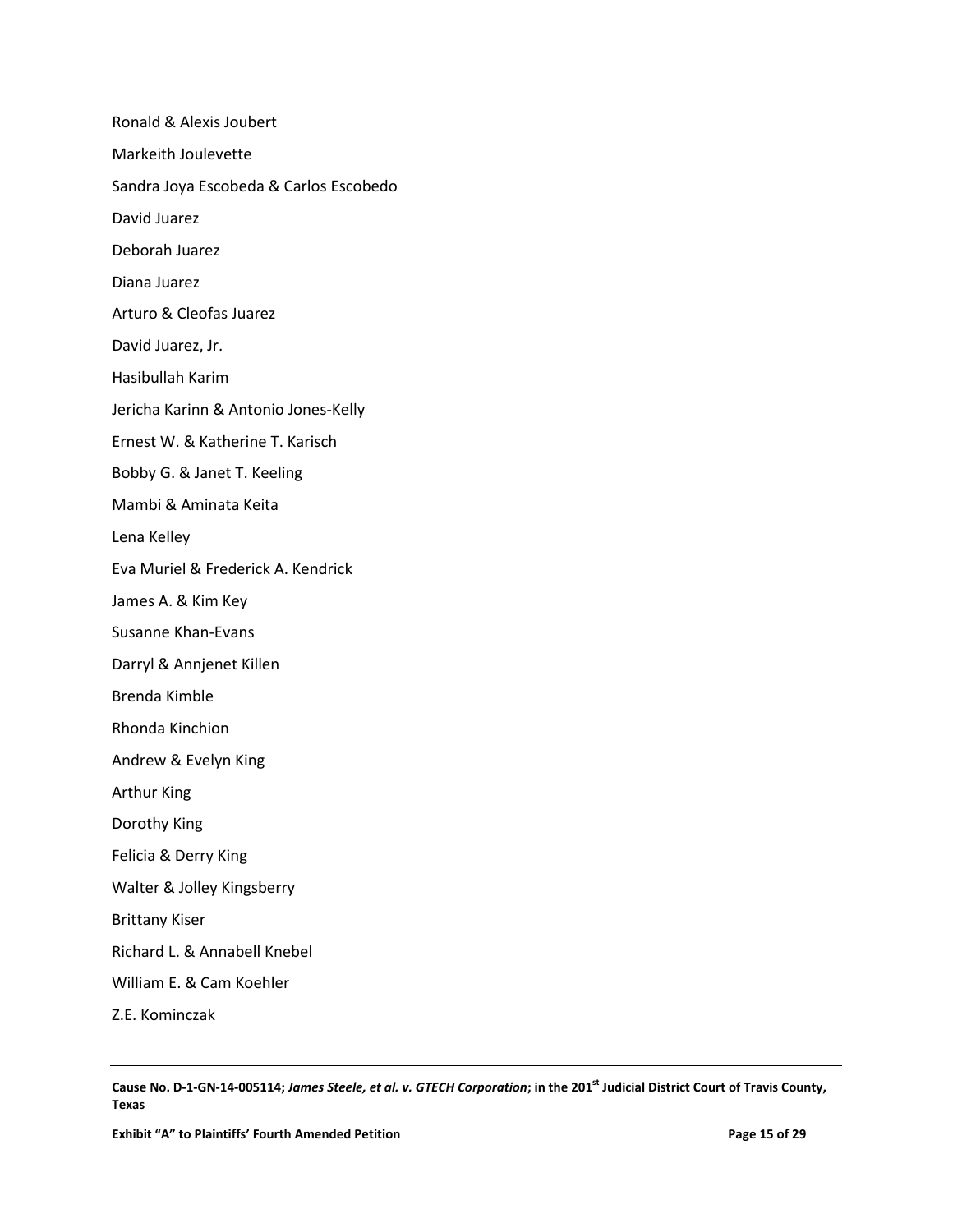Ronald & Alexis Joubert

Markeith Joulevette

Sandra Joya Escobeda & Carlos Escobedo

David Juarez

Deborah Juarez

Diana Juarez

Arturo & Cleofas Juarez

David Juarez, Jr.

Hasibullah Karim

Jericha Karinn & Antonio Jones-Kelly

Ernest W. & Katherine T. Karisch

Bobby G. & Janet T. Keeling

Mambi & Aminata Keita

Lena Kelley

Eva Muriel & Frederick A. Kendrick

James A. & Kim Key

Susanne Khan-Evans

Darryl & Annjenet Killen

Brenda Kimble

Rhonda Kinchion

Andrew & Evelyn King

Arthur King

Dorothy King

Felicia & Derry King

Walter & Jolley Kingsberry

Brittany Kiser

Richard L. & Annabell Knebel

William E. & Cam Koehler

Z.E. Kominczak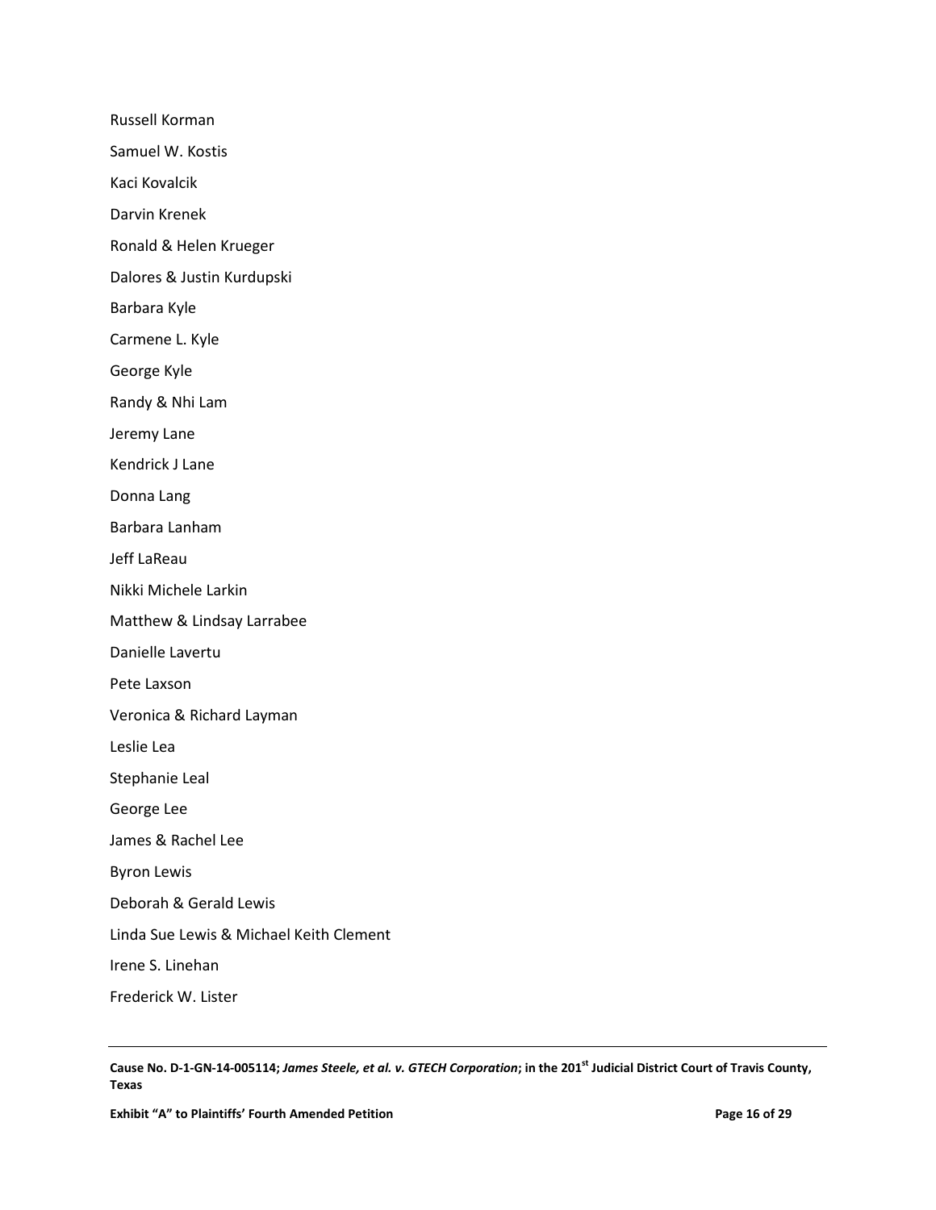Russell Korman

Samuel W. Kostis

Kaci Kovalcik

Darvin Krenek

Ronald & Helen Krueger

Dalores & Justin Kurdupski

Barbara Kyle

Carmene L. Kyle

George Kyle

Randy & Nhi Lam

Jeremy Lane

Kendrick J Lane

Donna Lang

Barbara Lanham

Jeff LaReau

Nikki Michele Larkin

Matthew & Lindsay Larrabee

Danielle Lavertu

Pete Laxson

Veronica & Richard Layman

Leslie Lea

Stephanie Leal

George Lee

James & Rachel Lee

Byron Lewis

Deborah & Gerald Lewis

Linda Sue Lewis & Michael Keith Clement

Irene S. Linehan

Frederick W. Lister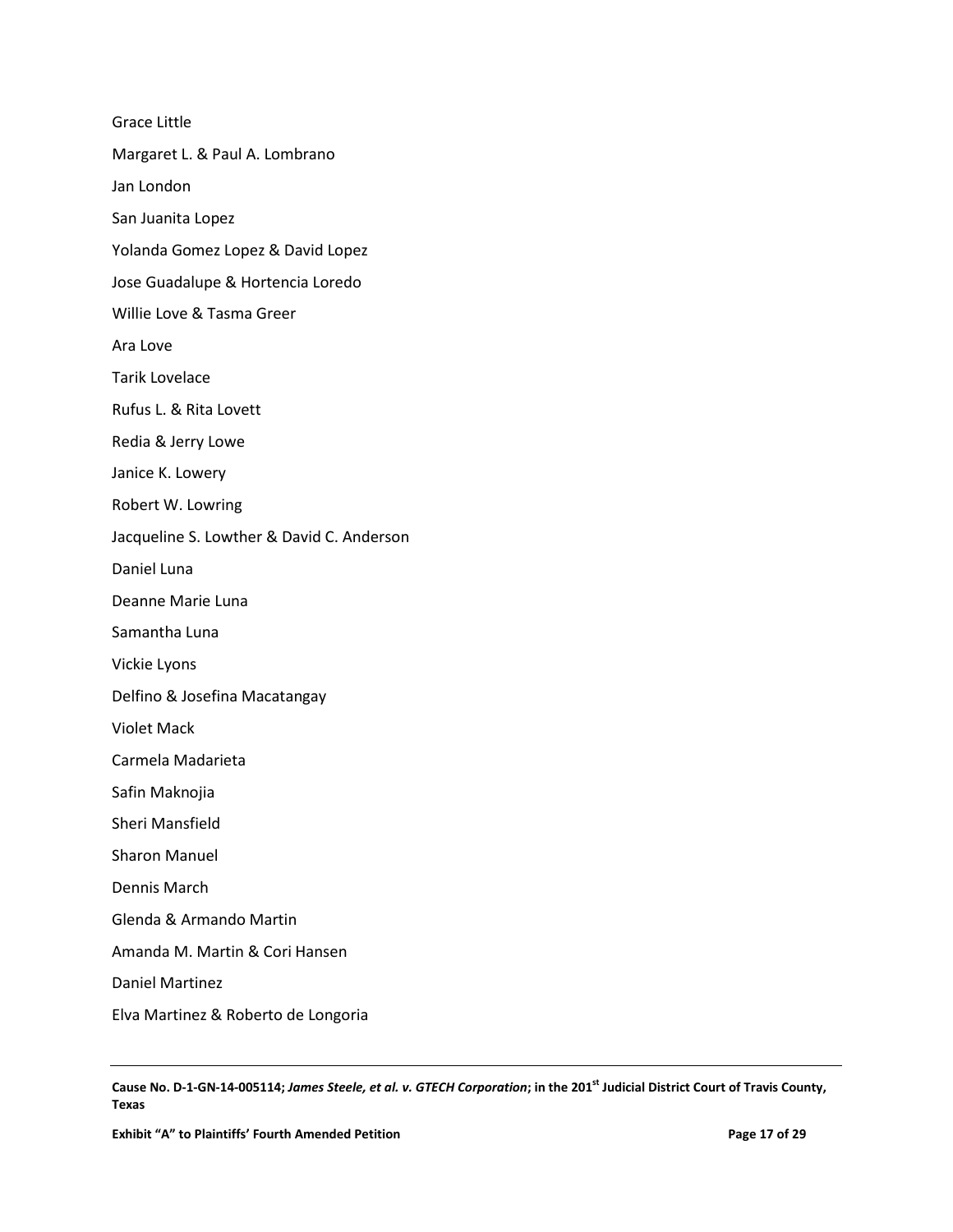Grace Little

Margaret L. & Paul A. Lombrano

Jan London

San Juanita Lopez

Yolanda Gomez Lopez & David Lopez

Jose Guadalupe & Hortencia Loredo

Willie Love & Tasma Greer

Ara Love

Tarik Lovelace

Rufus L. & Rita Lovett

Redia & Jerry Lowe

Janice K. Lowery

Robert W. Lowring

Jacqueline S. Lowther & David C. Anderson

Daniel Luna

Deanne Marie Luna

Samantha Luna

Vickie Lyons

Delfino & Josefina Macatangay

Violet Mack

Carmela Madarieta

Safin Maknojia

Sheri Mansfield

Sharon Manuel

Dennis March

Glenda & Armando Martin

Amanda M. Martin & Cori Hansen

Daniel Martinez

Elva Martinez & Roberto de Longoria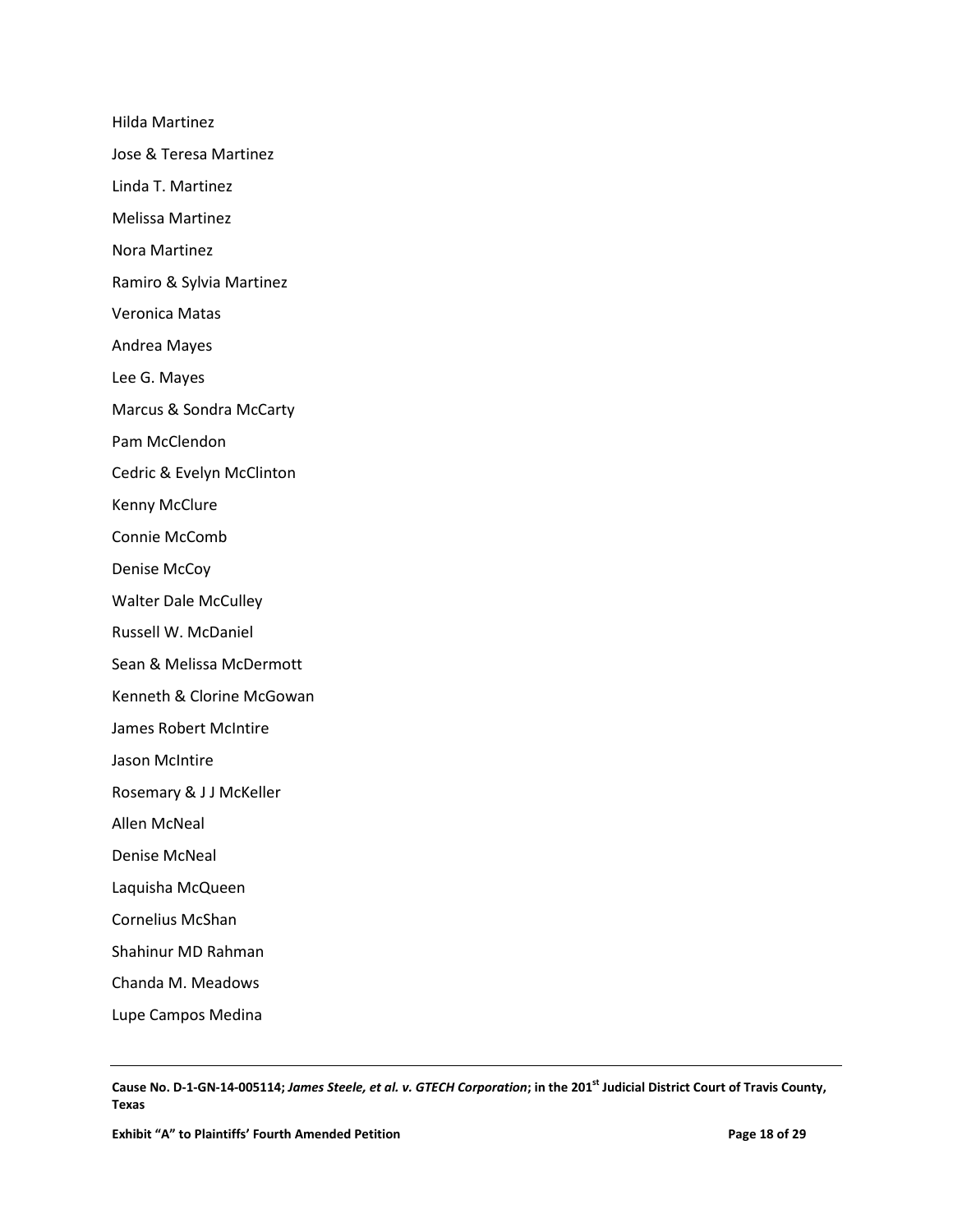Hilda Martinez

Jose & Teresa Martinez

Linda T. Martinez

Melissa Martinez

Nora Martinez

Ramiro & Sylvia Martinez

Veronica Matas

Andrea Mayes

Lee G. Mayes

Marcus & Sondra McCarty

Pam McClendon

Cedric & Evelyn McClinton

Kenny McClure

Connie McComb

Denise McCoy

Walter Dale McCulley

Russell W. McDaniel

Sean & Melissa McDermott

Kenneth & Clorine McGowan

James Robert McIntire

Jason McIntire

Rosemary & J J McKeller

Allen McNeal

Denise McNeal

Laquisha McQueen

Cornelius McShan

Shahinur MD Rahman

Chanda M. Meadows

Lupe Campos Medina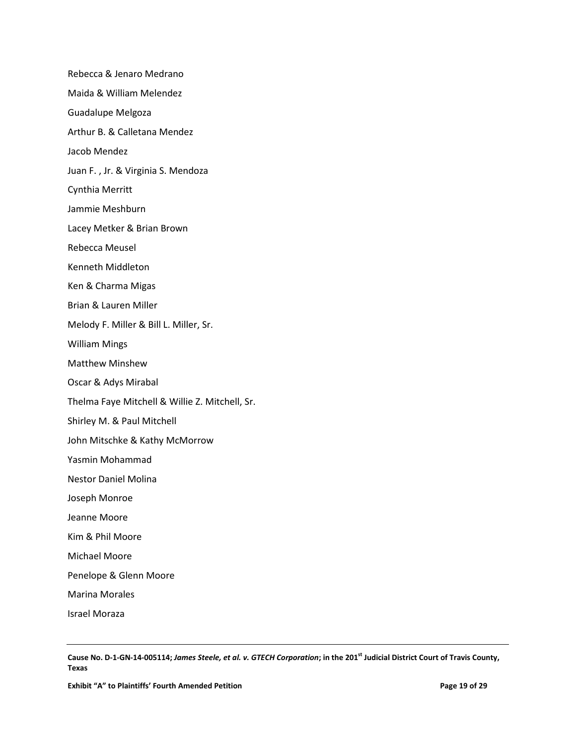Rebecca & Jenaro Medrano

Maida & William Melendez

Guadalupe Melgoza

Arthur B. & Calletana Mendez

Jacob Mendez

Juan F. , Jr. & Virginia S. Mendoza

Cynthia Merritt

Jammie Meshburn

Lacey Metker & Brian Brown

Rebecca Meusel

Kenneth Middleton

Ken & Charma Migas

Brian & Lauren Miller

Melody F. Miller & Bill L. Miller, Sr.

William Mings

Matthew Minshew

Oscar & Adys Mirabal

Thelma Faye Mitchell & Willie Z. Mitchell, Sr.

Shirley M. & Paul Mitchell

John Mitschke & Kathy McMorrow

Yasmin Mohammad

Nestor Daniel Molina

Joseph Monroe

Jeanne Moore

Kim & Phil Moore

Michael Moore

Penelope & Glenn Moore

Marina Morales

Israel Moraza

**Cause No. D-1-GN-14-005114; *James Steele, et al. v. GTECH Corporation*; in the 201st Judicial District Court of Travis County, Texas**

**Exhibit "A" to Plaintiffs' Fourth Amended Petition**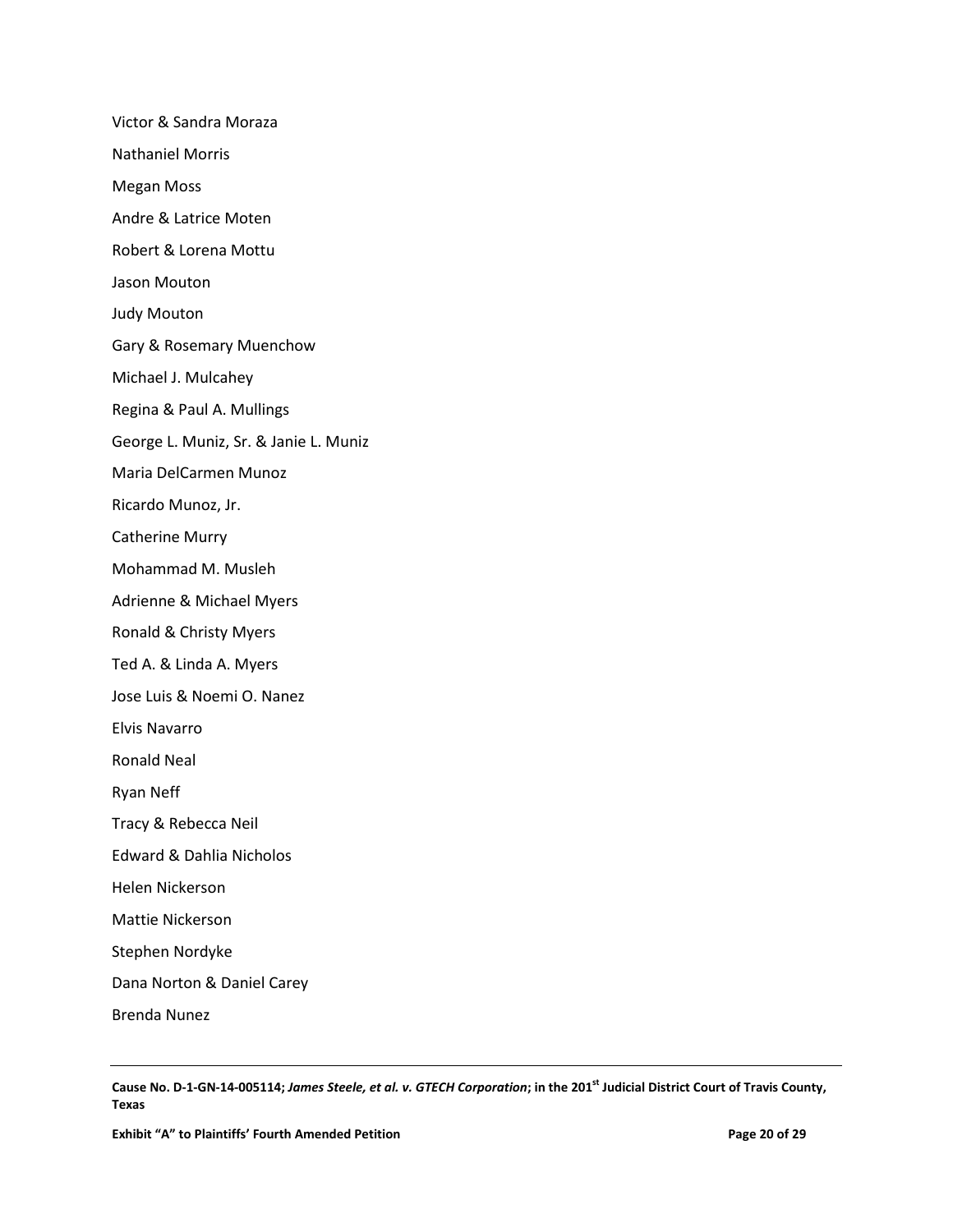Victor & Sandra Moraza

Nathaniel Morris

Megan Moss

Andre & Latrice Moten

Robert & Lorena Mottu

Jason Mouton

Judy Mouton

Gary & Rosemary Muenchow

Michael J. Mulcahey

Regina & Paul A. Mullings

George L. Muniz, Sr. & Janie L. Muniz

Maria DelCarmen Munoz

Ricardo Munoz, Jr.

Catherine Murry

Mohammad M. Musleh

Adrienne & Michael Myers

Ronald & Christy Myers

Ted A. & Linda A. Myers

Jose Luis & Noemi O. Nanez

Elvis Navarro

Ronald Neal

Ryan Neff

Tracy & Rebecca Neil

Edward & Dahlia Nicholos

Helen Nickerson

Mattie Nickerson

Stephen Nordyke

Dana Norton & Daniel Carey

Brenda Nunez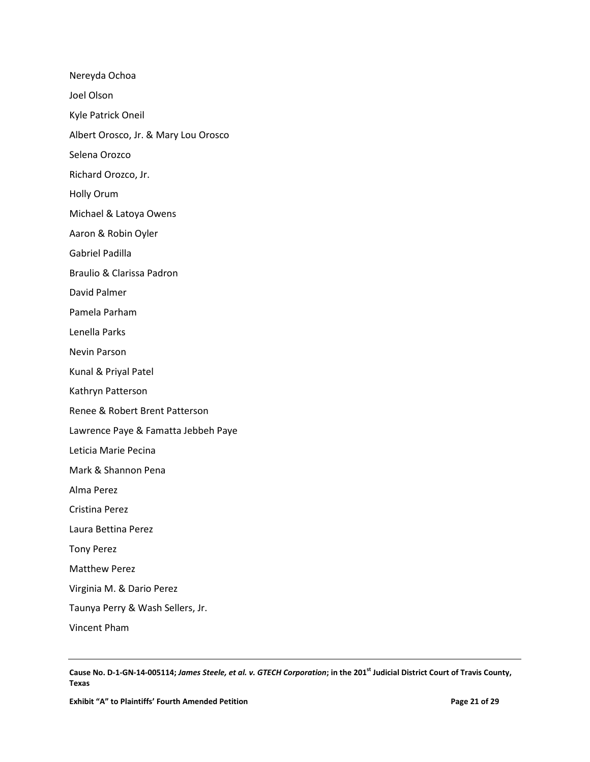Nereyda Ochoa

Joel Olson

Kyle Patrick Oneil

Albert Orosco, Jr. & Mary Lou Orosco

Selena Orozco

Richard Orozco, Jr.

Holly Orum

Michael & Latoya Owens

Aaron & Robin Oyler

Gabriel Padilla

Braulio & Clarissa Padron

David Palmer

Pamela Parham

Lenella Parks

Nevin Parson

Kunal & Priyal Patel

Kathryn Patterson

Renee & Robert Brent Patterson

Lawrence Paye & Famatta Jebbeh Paye

Leticia Marie Pecina

Mark & Shannon Pena

Alma Perez

Cristina Perez

Laura Bettina Perez

Tony Perez

Matthew Perez

Virginia M. & Dario Perez

Taunya Perry & Wash Sellers, Jr.

Vincent Pham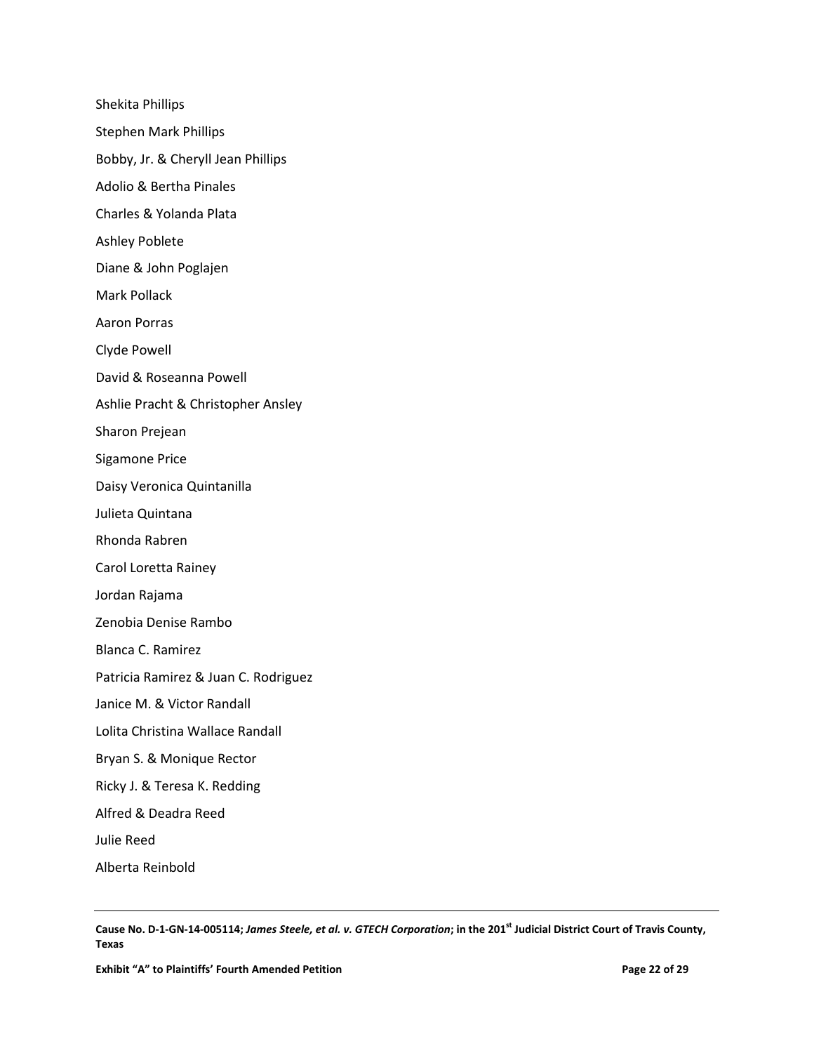Shekita Phillips

Stephen Mark Phillips

Bobby, Jr. & Cheryll Jean Phillips

Adolio & Bertha Pinales

Charles & Yolanda Plata

Ashley Poblete

Diane & John Poglajen

Mark Pollack

Aaron Porras

Clyde Powell

David & Roseanna Powell

Ashlie Pracht & Christopher Ansley

Sharon Prejean

Sigamone Price

Daisy Veronica Quintanilla

Julieta Quintana

Rhonda Rabren

Carol Loretta Rainey

Jordan Rajama

Zenobia Denise Rambo

Blanca C. Ramirez

Patricia Ramirez & Juan C. Rodriguez

Janice M. & Victor Randall

Lolita Christina Wallace Randall

Bryan S. & Monique Rector

Ricky J. & Teresa K. Redding

Alfred & Deadra Reed

Julie Reed

Alberta Reinbold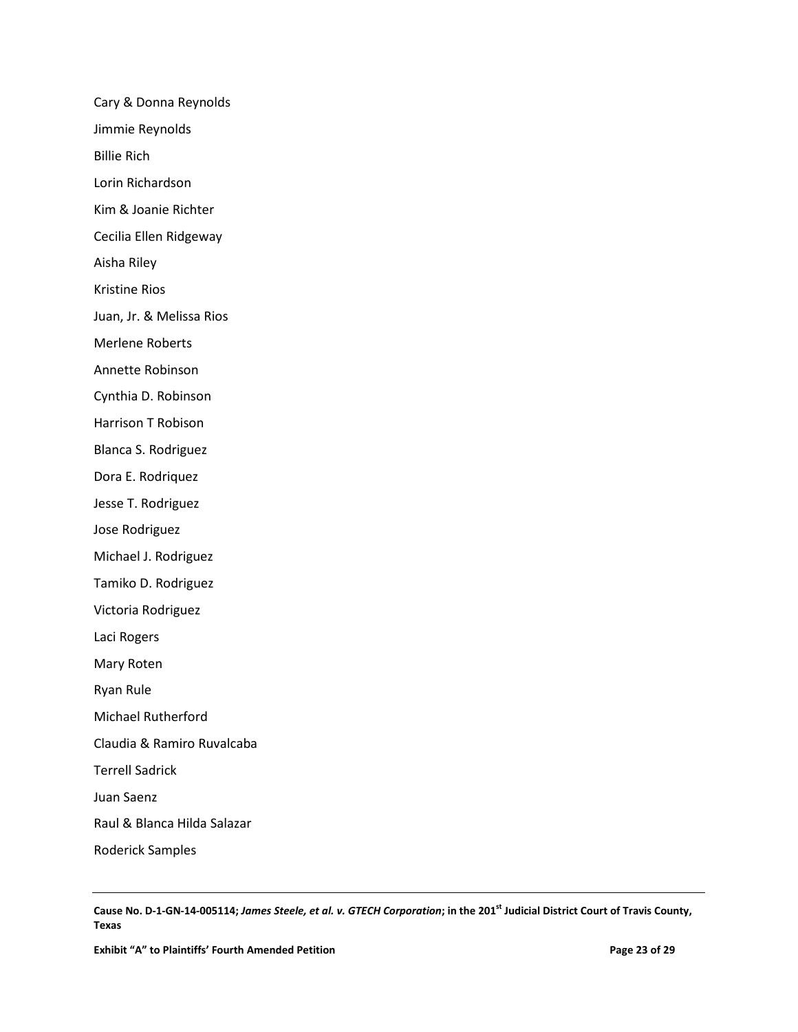Cary & Donna Reynolds

Jimmie Reynolds

Billie Rich

Lorin Richardson

Kim & Joanie Richter

Cecilia Ellen Ridgeway

Aisha Riley

Kristine Rios

Juan, Jr. & Melissa Rios

Merlene Roberts

Annette Robinson

Cynthia D. Robinson

Harrison T Robison

Blanca S. Rodriguez

Dora E. Rodriquez

Jesse T. Rodriguez

Jose Rodriguez

Michael J. Rodriguez

Tamiko D. Rodriguez

Victoria Rodriguez

Laci Rogers

Mary Roten

Ryan Rule

Michael Rutherford

Claudia & Ramiro Ruvalcaba

Terrell Sadrick

Juan Saenz

Raul & Blanca Hilda Salazar

Roderick Samples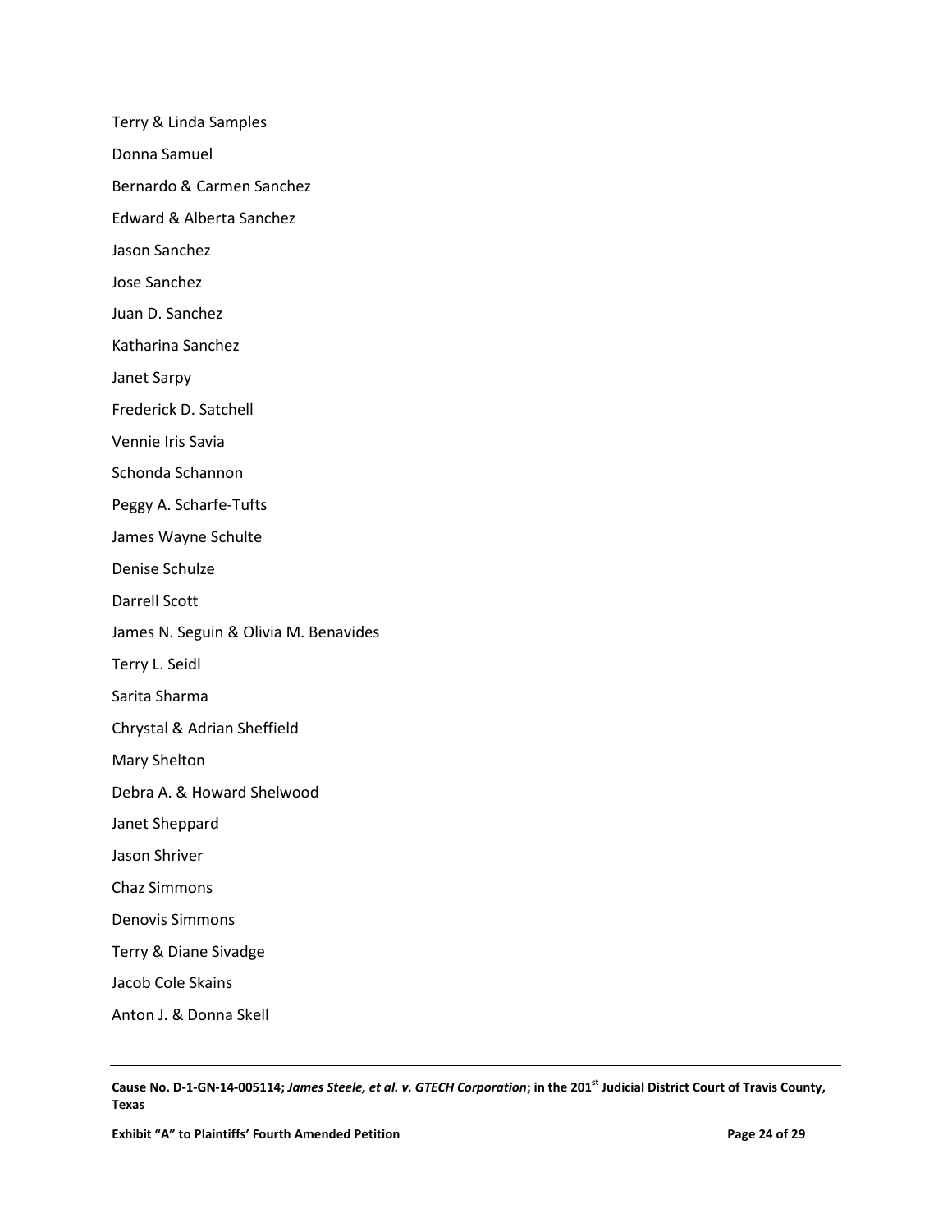Terry & Linda Samples

Donna Samuel

Bernardo & Carmen Sanchez

Edward & Alberta Sanchez

Jason Sanchez

Jose Sanchez

Juan D. Sanchez

Katharina Sanchez

Janet Sarpy

Frederick D. Satchell

Vennie Iris Savia

Schonda Schannon

Peggy A. Scharfe-Tufts

James Wayne Schulte

Denise Schulze

Darrell Scott

James N. Seguin & Olivia M. Benavides

Terry L. Seidl

Sarita Sharma

Chrystal & Adrian Sheffield

Mary Shelton

Debra A. & Howard Shelwood

Janet Sheppard

Jason Shriver

Chaz Simmons

Denovis Simmons

Terry & Diane Sivadge

Jacob Cole Skains

Anton J. & Donna Skell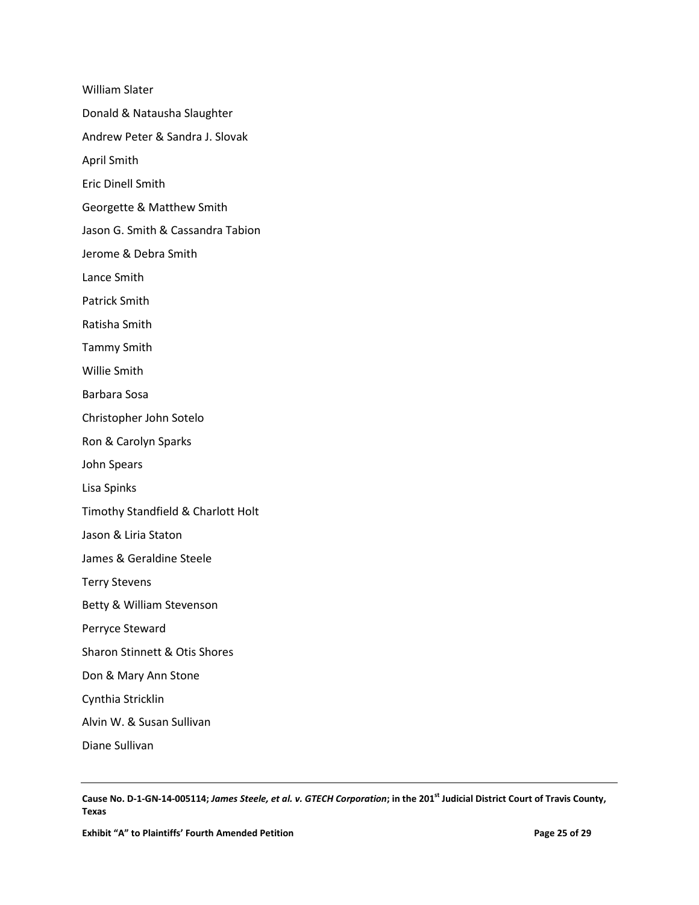William Slater

Donald & Natausha Slaughter

Andrew Peter & Sandra J. Slovak

April Smith

Eric Dinell Smith

Georgette & Matthew Smith

Jason G. Smith & Cassandra Tabion

Jerome & Debra Smith

Lance Smith

Patrick Smith

Ratisha Smith

Tammy Smith

Willie Smith

Barbara Sosa

Christopher John Sotelo

Ron & Carolyn Sparks

John Spears

Lisa Spinks

Timothy Standfield & Charlott Holt

Jason & Liria Staton

James & Geraldine Steele

Terry Stevens

Betty & William Stevenson

Perryce Steward

Sharon Stinnett & Otis Shores

Don & Mary Ann Stone

Cynthia Stricklin

Alvin W. & Susan Sullivan

Diane Sullivan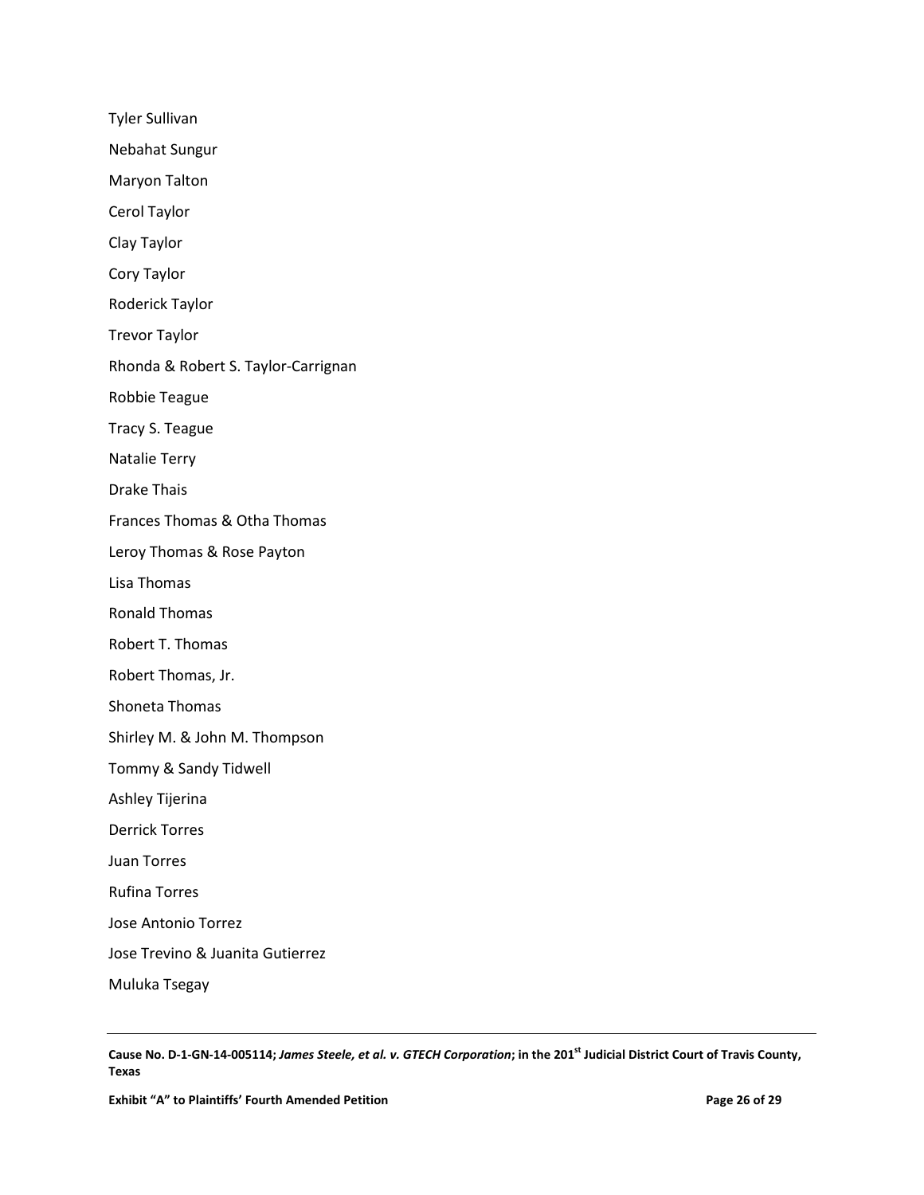Tyler Sullivan

Nebahat Sungur

Maryon Talton

Cerol Taylor

Clay Taylor

Cory Taylor

Roderick Taylor

Trevor Taylor

Rhonda & Robert S. Taylor-Carrignan

Robbie Teague

Tracy S. Teague

Natalie Terry

Drake Thais

Frances Thomas & Otha Thomas

Leroy Thomas & Rose Payton

Lisa Thomas

Ronald Thomas

Robert T. Thomas

Robert Thomas, Jr.

Shoneta Thomas

Shirley M. & John M. Thompson

Tommy & Sandy Tidwell

Ashley Tijerina

Derrick Torres

Juan Torres

Rufina Torres

Jose Antonio Torrez

Jose Trevino & Juanita Gutierrez

Muluka Tsegay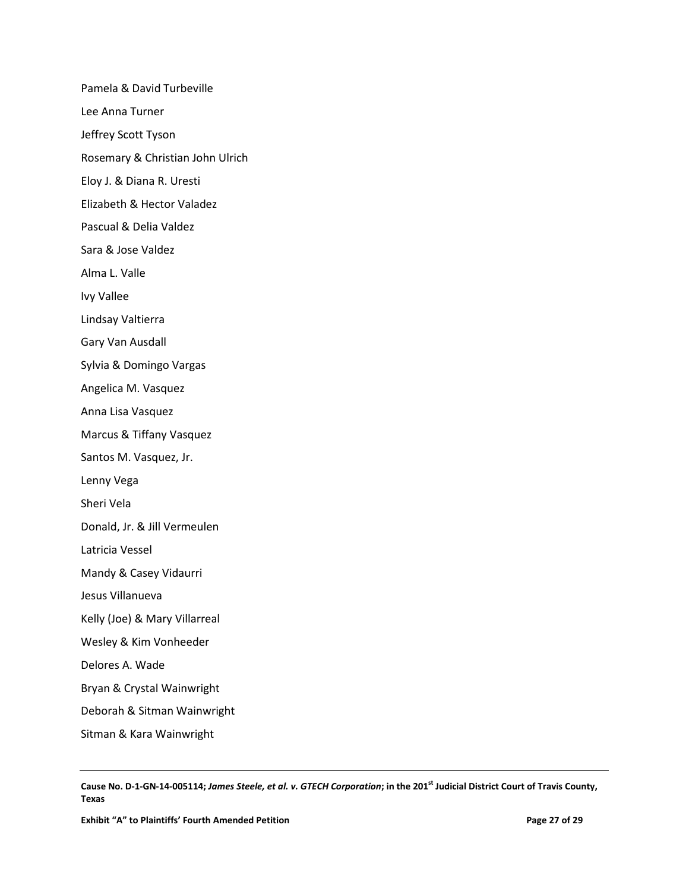Pamela & David Turbeville

Lee Anna Turner

Jeffrey Scott Tyson

Rosemary & Christian John Ulrich

Eloy J. & Diana R. Uresti

Elizabeth & Hector Valadez

Pascual & Delia Valdez

Sara & Jose Valdez

Alma L. Valle

Ivy Vallee

Lindsay Valtierra

Gary Van Ausdall

Sylvia & Domingo Vargas

Angelica M. Vasquez

Anna Lisa Vasquez

Marcus & Tiffany Vasquez

Santos M. Vasquez, Jr.

Lenny Vega

Sheri Vela

Donald, Jr. & Jill Vermeulen

Latricia Vessel

Mandy & Casey Vidaurri

Jesus Villanueva

Kelly (Joe) & Mary Villarreal

Wesley & Kim Vonheeder

Delores A. Wade

Bryan & Crystal Wainwright

Deborah & Sitman Wainwright

Sitman & Kara Wainwright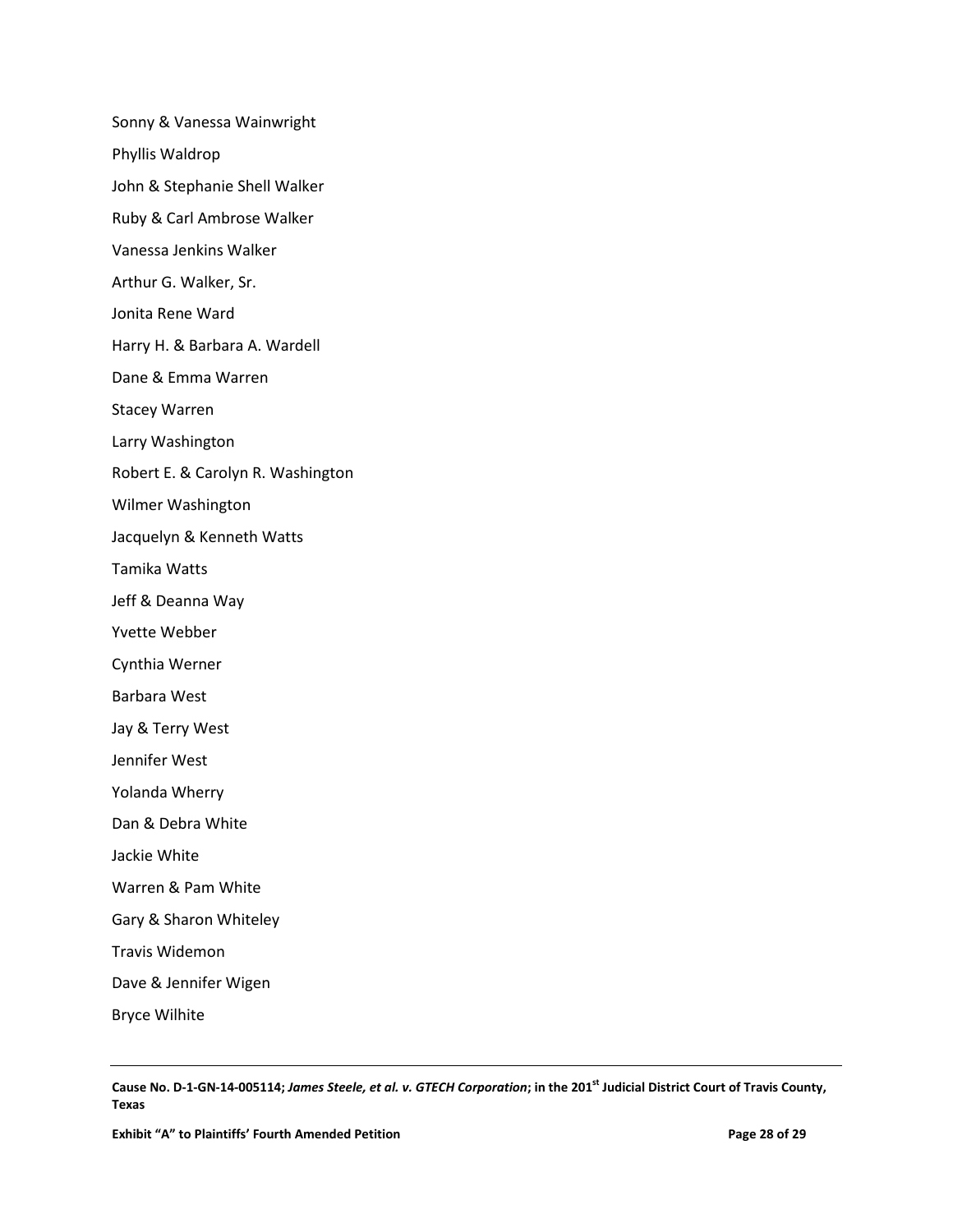Sonny & Vanessa Wainwright

Phyllis Waldrop

John & Stephanie Shell Walker

Ruby & Carl Ambrose Walker

Vanessa Jenkins Walker

Arthur G. Walker, Sr.

Jonita Rene Ward

Harry H. & Barbara A. Wardell

Dane & Emma Warren

Stacey Warren

Larry Washington

Robert E. & Carolyn R. Washington

Wilmer Washington

Jacquelyn & Kenneth Watts

Tamika Watts

Jeff & Deanna Way

Yvette Webber

Cynthia Werner

Barbara West

Jay & Terry West

Jennifer West

Yolanda Wherry

Dan & Debra White

Jackie White

Warren & Pam White

Gary & Sharon Whiteley

Travis Widemon

Dave & Jennifer Wigen

Bryce Wilhite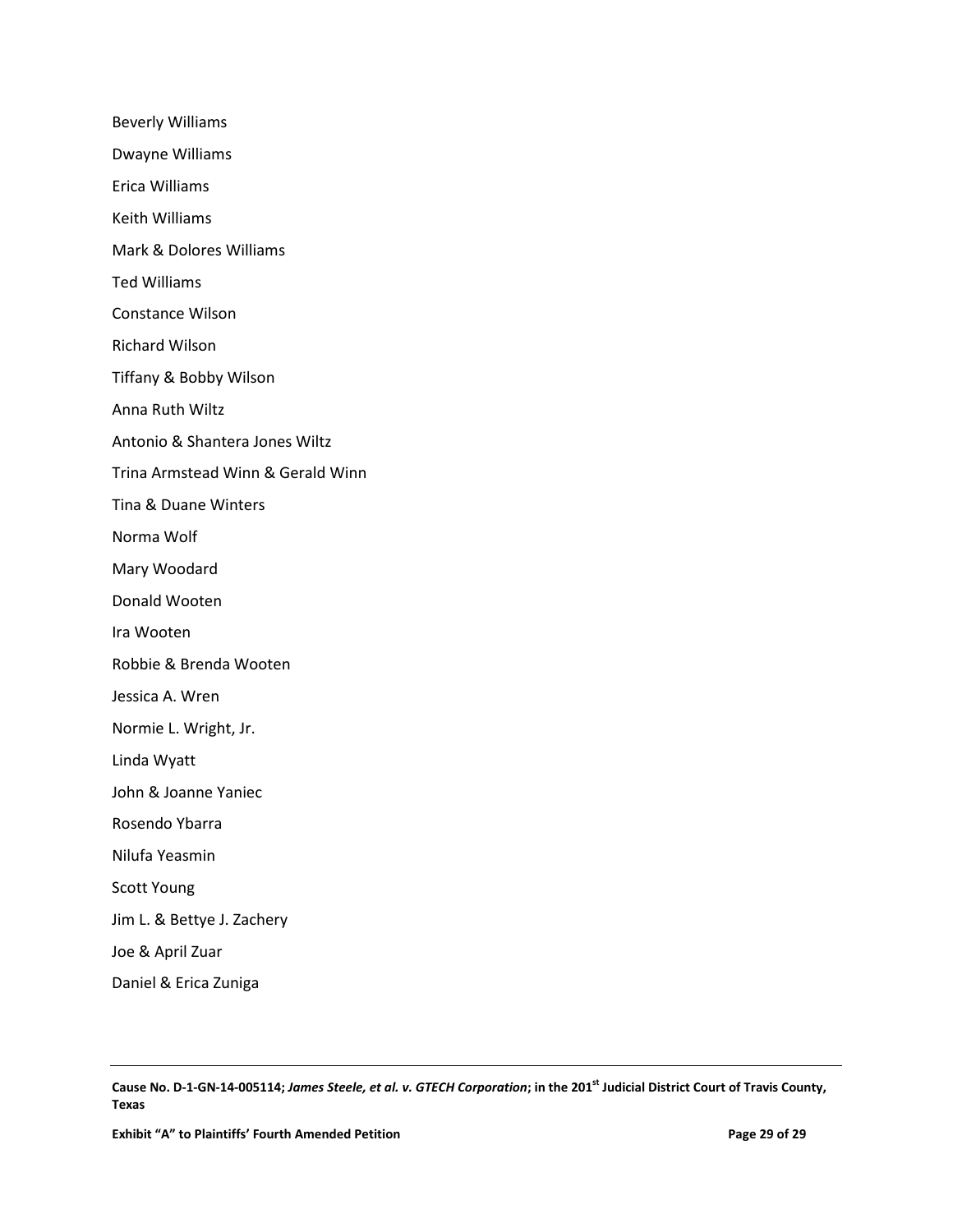Beverly Williams

Dwayne Williams

Erica Williams

Keith Williams

Mark & Dolores Williams

Ted Williams

Constance Wilson

Richard Wilson

Tiffany & Bobby Wilson

Anna Ruth Wiltz

Antonio & Shantera Jones Wiltz

Trina Armstead Winn & Gerald Winn

Tina & Duane Winters

Norma Wolf

Mary Woodard

Donald Wooten

Ira Wooten

Robbie & Brenda Wooten

Jessica A. Wren

Normie L. Wright, Jr.

Linda Wyatt

John & Joanne Yaniec

Rosendo Ybarra

Nilufa Yeasmin

Scott Young

Jim L. & Bettye J. Zachery

Joe & April Zuar

Daniel & Erica Zuniga